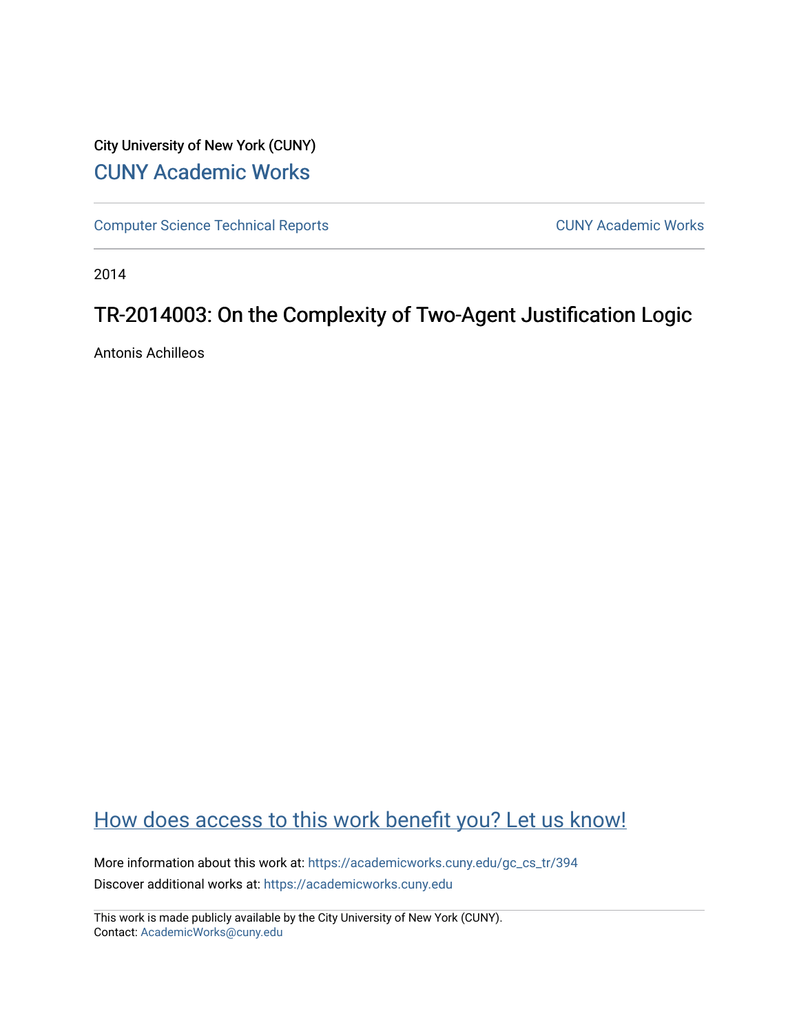City University of New York (CUNY)

CUNY Academic Works

Computer Science Technical Reports | CUNY Academic Works

2014

# TR-2014003: On the Complexity of Two-Agent Justification Logic

Antonis Achilleos

How does access to this work benefit you? Let us know!

More information about this work at: https://academicworks.cuny.edu/gc_cs_tr/394

Discover additional works at: https://academicworks.cuny.edu

This work is made publicly available by the City University of New York (CUNY).
Contact: AcademicWorks@cuny.edu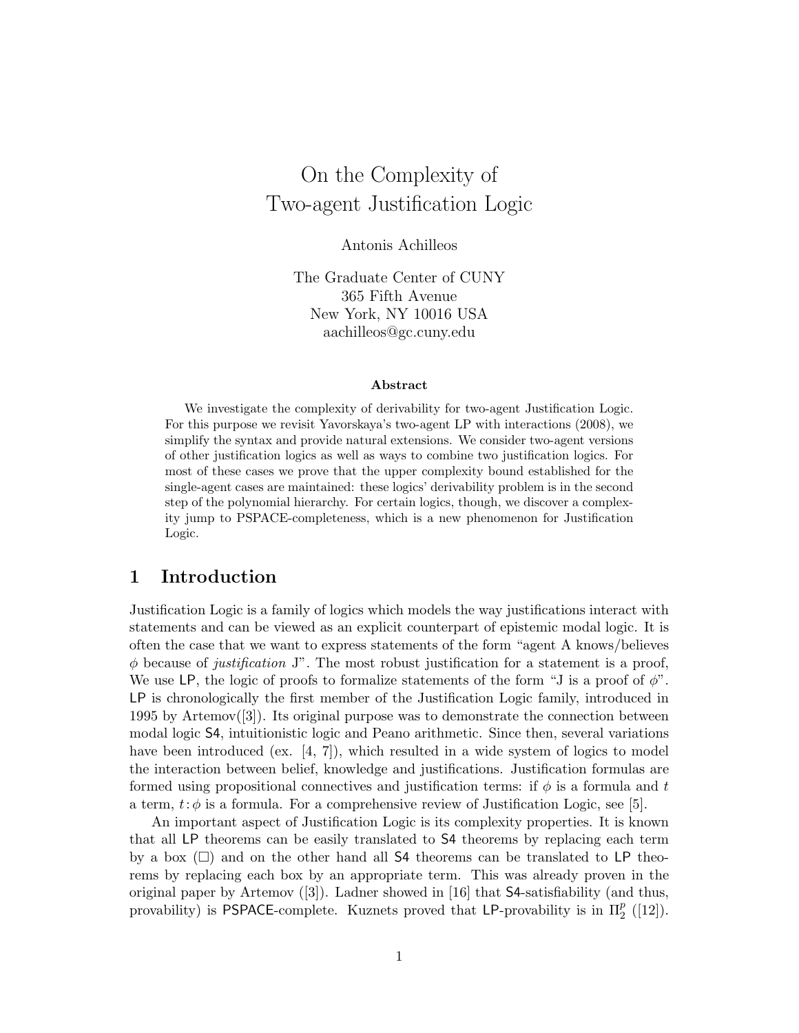# On the Complexity of Two-agent Justification Logic

Antonis Achilleos

The Graduate Center of CUNY
365 Fifth Avenue
New York, NY 10016 USA
aachilleos@gc.cuny.edu

**Abstract**

We investigate the complexity of derivability for two-agent Justification Logic. For this purpose we revisit Yavorskaya's two-agent LP with interactions (2008), we simplify the syntax and provide natural extensions. We consider two-agent versions of other justification logics as well as ways to combine two justification logics. For most of these cases we prove that the upper complexity bound established for the single-agent cases are maintained: these logics' derivability problem is in the second step of the polynomial hierarchy. For certain logics, though, we discover a complexity jump to PSPACE-completeness, which is a new phenomenon for Justification Logic.

## 1 Introduction

Justification Logic is a family of logics which models the way justifications interact with statements and can be viewed as an explicit counterpart of epistemic modal logic. It is often the case that we want to express statements of the form "agent A knows/believes $\phi$ because of *justification* J". The most robust justification for a statement is a proof, We use LP, the logic of proofs to formalize statements of the form "J is a proof of $\phi$". LP is chronologically the first member of the Justification Logic family, introduced in 1995 by Artemov([3]). Its original purpose was to demonstrate the connection between modal logic S4, intuitionistic logic and Peano arithmetic. Since then, several variations have been introduced (ex. [4, 7]), which resulted in a wide system of logics to model the interaction between belief, knowledge and justifications. Justification formulas are formed using propositional connectives and justification terms: if $\phi$ is a formula and $t$ a term, $t\!:\!\phi$ is a formula. For a comprehensive review of Justification Logic, see [5].

An important aspect of Justification Logic is its complexity properties. It is known that all LP theorems can be easily translated to S4 theorems by replacing each term by a box ($\Box$) and on the other hand all S4 theorems can be translated to LP theorems by replacing each box by an appropriate term. This was already proven in the original paper by Artemov ([3]). Ladner showed in [16] that S4-satisfiability (and thus, provability) is PSPACE-complete. Kuznets proved that LP-provability is in $\Pi_2^p$ ([12]).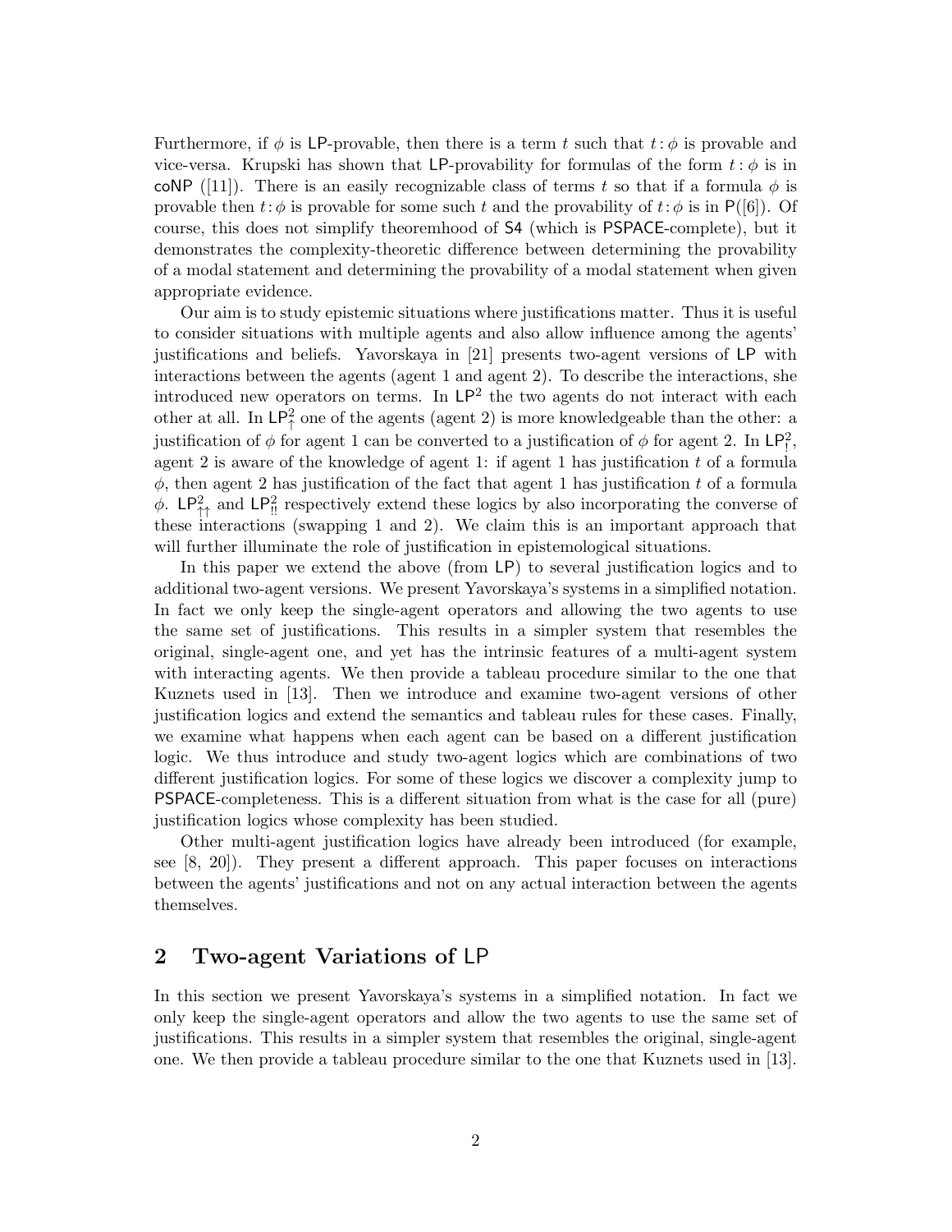Furthermore, if $\phi$ is LP-provable, then there is a term $t$ such that $t\colon\phi$ is provable and vice-versa. Krupski has shown that LP-provability for formulas of the form $t\colon\phi$ is in coNP ([11]). There is an easily recognizable class of terms $t$ so that if a formula $\phi$ is provable then $t\colon\phi$ is provable for some such $t$ and the provability of $t\colon\phi$ is in P([6]). Of course, this does not simplify theoremhood of S4 (which is PSPACE-complete), but it demonstrates the complexity-theoretic difference between determining the provability of a modal statement and determining the provability of a modal statement when given appropriate evidence.

Our aim is to study epistemic situations where justifications matter. Thus it is useful to consider situations with multiple agents and also allow influence among the agents' justifications and beliefs. Yavorskaya in [21] presents two-agent versions of LP with interactions between the agents (agent 1 and agent 2). To describe the interactions, she introduced new operators on terms. In $\mathsf{LP}^2$ the two agents do not interact with each other at all. In $\mathsf{LP}^2_{\uparrow}$ one of the agents (agent 2) is more knowledgeable than the other: a justification of $\phi$ for agent 1 can be converted to a justification of $\phi$ for agent 2. In $\mathsf{LP}^2_{!}$, agent 2 is aware of the knowledge of agent 1: if agent 1 has justification $t$ of a formula $\phi$, then agent 2 has justification of the fact that agent 1 has justification $t$ of a formula $\phi$. $\mathsf{LP}^2_{\uparrow\uparrow}$ and $\mathsf{LP}^2_{!!}$ respectively extend these logics by also incorporating the converse of these interactions (swapping 1 and 2). We claim this is an important approach that will further illuminate the role of justification in epistemological situations.

In this paper we extend the above (from LP) to several justification logics and to additional two-agent versions. We present Yavorskaya's systems in a simplified notation. In fact we only keep the single-agent operators and allowing the two agents to use the same set of justifications. This results in a simpler system that resembles the original, single-agent one, and yet has the intrinsic features of a multi-agent system with interacting agents. We then provide a tableau procedure similar to the one that Kuznets used in [13]. Then we introduce and examine two-agent versions of other justification logics and extend the semantics and tableau rules for these cases. Finally, we examine what happens when each agent can be based on a different justification logic. We thus introduce and study two-agent logics which are combinations of two different justification logics. For some of these logics we discover a complexity jump to PSPACE-completeness. This is a different situation from what is the case for all (pure) justification logics whose complexity has been studied.

Other multi-agent justification logics have already been introduced (for example, see [8, 20]). They present a different approach. This paper focuses on interactions between the agents' justifications and not on any actual interaction between the agents themselves.

## 2 Two-agent Variations of LP

In this section we present Yavorskaya's systems in a simplified notation. In fact we only keep the single-agent operators and allow the two agents to use the same set of justifications. This results in a simpler system that resembles the original, single-agent one. We then provide a tableau procedure similar to the one that Kuznets used in [13].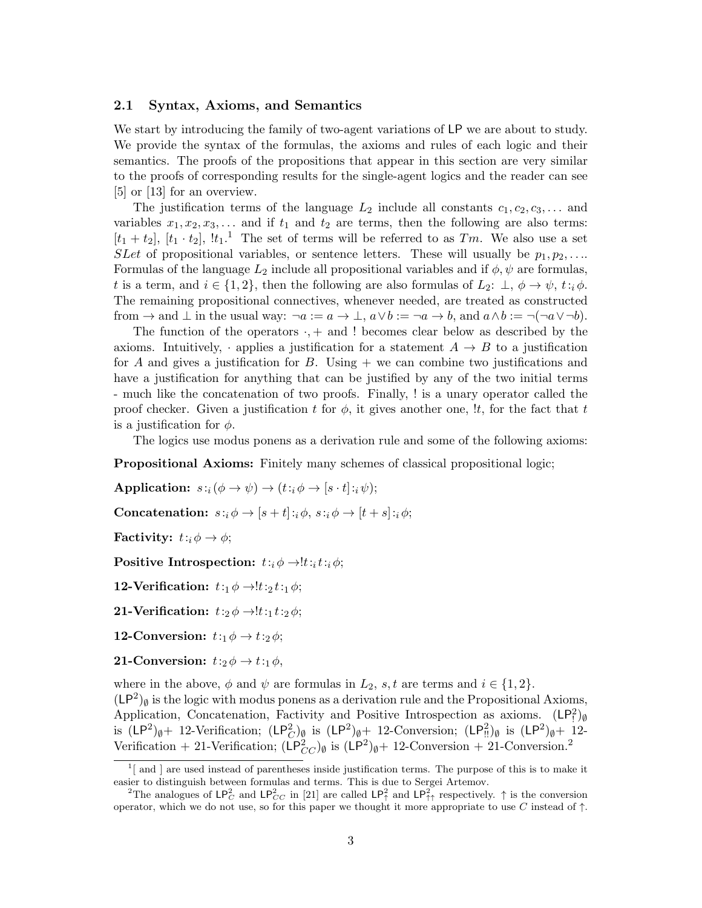### 2.1 Syntax, Axioms, and Semantics

We start by introducing the family of two-agent variations of LP we are about to study. We provide the syntax of the formulas, the axioms and rules of each logic and their semantics. The proofs of the propositions that appear in this section are very similar to the proofs of corresponding results for the single-agent logics and the reader can see [5] or [13] for an overview.

The justification terms of the language $L_2$ include all constants $c_1, c_2, c_3, \ldots$ and variables $x_1, x_2, x_3, \ldots$ and if $t_1$ and $t_2$ are terms, then the following are also terms: $[t_1 + t_2]$, $[t_1 \cdot t_2]$, $!t_1$.[1] The set of terms will be referred to as $Tm$. We also use a set $SLet$ of propositional variables, or sentence letters. These will usually be $p_1, p_2, \ldots$. Formulas of the language $L_2$ include all propositional variables and if $\phi, \psi$ are formulas, $t$ is a term, and $i \in \{1, 2\}$, then the following are also formulas of $L_2$: $\bot$, $\phi \to \psi$, $t{:_i}\,\phi$. The remaining propositional connectives, whenever needed, are treated as constructed from $\to$ and $\bot$ in the usual way: $\neg a := a \to \bot$, $a \vee b := \neg a \to b$, and $a \wedge b := \neg(\neg a \vee \neg b)$.

The function of the operators $\cdot, +$ and $!$ becomes clear below as described by the axioms. Intuitively, $\cdot$ applies a justification for a statement $A \to B$ to a justification for $A$ and gives a justification for $B$. Using $+$ we can combine two justifications and have a justification for anything that can be justified by any of the two initial terms - much like the concatenation of two proofs. Finally, $!$ is a unary operator called the proof checker. Given a justification $t$ for $\phi$, it gives another one, $!t$, for the fact that $t$ is a justification for $\phi$.

The logics use modus ponens as a derivation rule and some of the following axioms:

**Propositional Axioms:** Finitely many schemes of classical propositional logic;

**Application:** $s{:_i}(\phi \to \psi) \to (t{:_i}\,\phi \to [s \cdot t]{:_i}\,\psi)$;

**Concatenation:** $s{:_i}\,\phi \to [s + t]{:_i}\,\phi$, $s{:_i}\,\phi \to [t + s]{:_i}\,\phi$;

**Factivity:** $t{:_i}\,\phi \to \phi$;

**Positive Introspection:** $t{:_i}\,\phi \to !t{:_i}\,t{:_i}\,\phi$;

**12-Verification:** $t{:_1}\,\phi \to !t{:_2}\,t{:_1}\,\phi$;

**21-Verification:** $t{:_2}\,\phi \to !t{:_1}\,t{:_2}\,\phi$;

**12-Conversion:** $t{:_1}\,\phi \to t{:_2}\,\phi$;

**21-Conversion:** $t{:_2}\,\phi \to t{:_1}\,\phi$,

where in the above, $\phi$ and $\psi$ are formulas in $L_2$, $s, t$ are terms and $i \in \{1, 2\}$.
$(\mathsf{LP}^2)_\emptyset$ is the logic with modus ponens as a derivation rule and the Propositional Axioms, Application, Concatenation, Factivity and Positive Introspection as axioms. $(\mathsf{LP}^2_!)_\emptyset$ is $(\mathsf{LP}^2)_\emptyset +$ 12-Verification; $(\mathsf{LP}^2_C)_\emptyset$ is $(\mathsf{LP}^2)_\emptyset +$ 12-Conversion; $(\mathsf{LP}^2_{!!})_\emptyset$ is $(\mathsf{LP}^2)_\emptyset +$ 12-Verification + 21-Verification; $(\mathsf{LP}^2_{CC})_\emptyset$ is $(\mathsf{LP}^2)_\emptyset +$ 12-Conversion + 21-Conversion.[2]

---

[1] [ and ] are used instead of parentheses inside justification terms. The purpose of this is to make it easier to distinguish between formulas and terms. This is due to Sergei Artemov.

[2] The analogues of $\mathsf{LP}^2_C$ and $\mathsf{LP}^2_{CC}$ in [21] are called $\mathsf{LP}^2_\uparrow$ and $\mathsf{LP}^2_{\uparrow\uparrow}$ respectively. $\uparrow$ is the conversion operator, which we do not use, so for this paper we thought it more appropriate to use $C$ instead of $\uparrow$.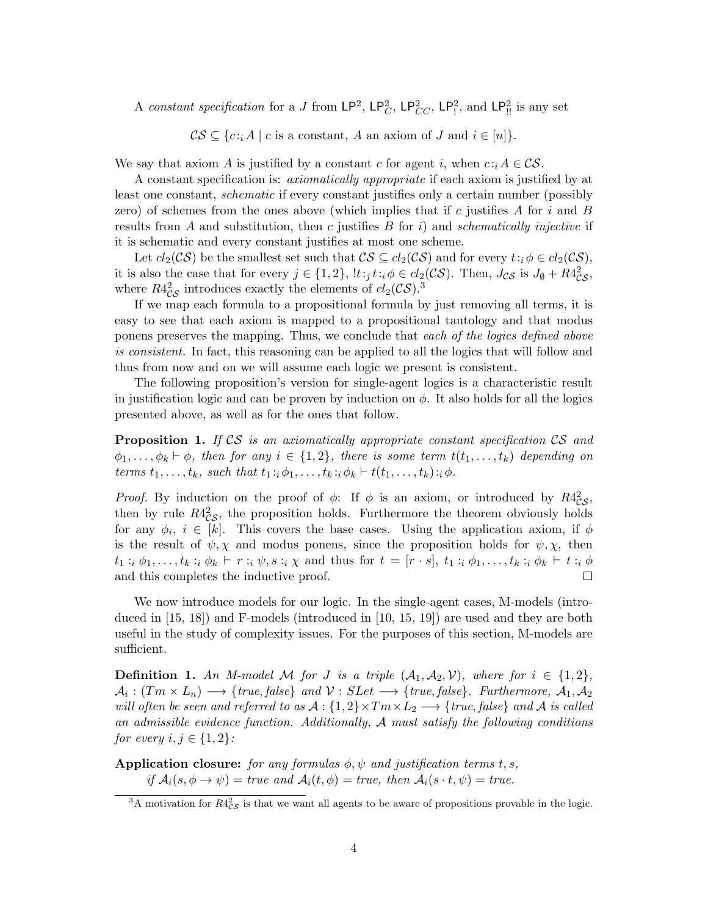A *constant specification* for a $J$ from $\mathsf{LP}^2$, $\mathsf{LP}^2_C$, $\mathsf{LP}^2_{CC}$, $\mathsf{LP}^2_!$, and $\mathsf{LP}^2_{!!}$ is any set

$$\mathcal{CS} \subseteq \{c{:}_i A \mid c \text{ is a constant, } A \text{ an axiom of } J \text{ and } i \in [n]\}.$$

We say that axiom $A$ is justified by a constant $c$ for agent $i$, when $c{:}_i A \in \mathcal{CS}$.

A constant specification is: *axiomatically appropriate* if each axiom is justified by at least one constant, *schematic* if every constant justifies only a certain number (possibly zero) of schemes from the ones above (which implies that if $c$ justifies $A$ for $i$ and $B$ results from $A$ and substitution, then $c$ justifies $B$ for $i$) and *schematically injective* if it is schematic and every constant justifies at most one scheme.

Let $cl_2(\mathcal{CS})$ be the smallest set such that $\mathcal{CS} \subseteq cl_2(\mathcal{CS})$ and for every $t{:}_i \phi \in cl_2(\mathcal{CS})$, it is also the case that for every $j \in \{1, 2\}$, $!t{:}_j t{:}_i \phi \in cl_2(\mathcal{CS})$. Then, $J_{\mathcal{CS}}$ is $J_\emptyset + R4^2_{\mathcal{CS}}$, where $R4^2_{\mathcal{CS}}$ introduces exactly the elements of $cl_2(\mathcal{CS})$.[3]

If we map each formula to a propositional formula by just removing all terms, it is easy to see that each axiom is mapped to a propositional tautology and that modus ponens preserves the mapping. Thus, we conclude that *each of the logics defined above is consistent.* In fact, this reasoning can be applied to all the logics that will follow and thus from now and on we will assume each logic we present is consistent.

The following proposition's version for single-agent logics is a characteristic result in justification logic and can be proven by induction on $\phi$. It also holds for all the logics presented above, as well as for the ones that follow.

**Proposition 1.** *If $\mathcal{CS}$ is an axiomatically appropriate constant specification $\mathcal{CS}$ and $\phi_1, \ldots, \phi_k \vdash \phi$, then for any $i \in \{1, 2\}$, there is some term $t(t_1, \ldots, t_k)$ depending on terms $t_1, \ldots, t_k$, such that $t_1{:}_i \phi_1, \ldots, t_k{:}_i \phi_k \vdash t(t_1, \ldots, t_k){:}_i \phi$.*

*Proof.* By induction on the proof of $\phi$: If $\phi$ is an axiom, or introduced by $R4^2_{\mathcal{CS}}$, then by rule $R4^2_{\mathcal{CS}}$, the proposition holds. Furthermore the theorem obviously holds for any $\phi_i$, $i \in [k]$. This covers the base cases. Using the application axiom, if $\phi$ is the result of $\psi, \chi$ and modus ponens, since the proposition holds for $\psi, \chi$, then $t_1 :_i \phi_1, \ldots, t_k :_i \phi_k \vdash r :_i \psi, s :_i \chi$ and thus for $t = [r \cdot s]$, $t_1 :_i \phi_1, \ldots, t_k :_i \phi_k \vdash t :_i \phi$ and this completes the inductive proof. $\square$

We now introduce models for our logic. In the single-agent cases, M-models (introduced in [15, 18]) and F-models (introduced in [10, 15, 19]) are used and they are both useful in the study of complexity issues. For the purposes of this section, M-models are sufficient.

**Definition 1.** *An M-model $\mathcal{M}$ for $J$ is a triple $(\mathcal{A}_1, \mathcal{A}_2, \mathcal{V})$, where for $i \in \{1, 2\}$, $\mathcal{A}_i : (Tm \times L_n) \longrightarrow \{true, false\}$ and $\mathcal{V} : SLet \longrightarrow \{true, false\}$. Furthermore, $\mathcal{A}_1, \mathcal{A}_2$ will often be seen and referred to as $\mathcal{A} : \{1, 2\} \times Tm \times L_2 \longrightarrow \{true, false\}$ and $\mathcal{A}$ is called an admissible evidence function. Additionally, $\mathcal{A}$ must satisfy the following conditions for every $i, j \in \{1, 2\}$:*

**Application closure:** *for any formulas $\phi, \psi$ and justification terms $t, s$, if $\mathcal{A}_i(s, \phi \to \psi) = true$ and $\mathcal{A}_i(t, \phi) = true$, then $\mathcal{A}_i(s \cdot t, \psi) = true$.*

[3] A motivation for $R4^2_{\mathcal{CS}}$ is that we want all agents to be aware of propositions provable in the logic.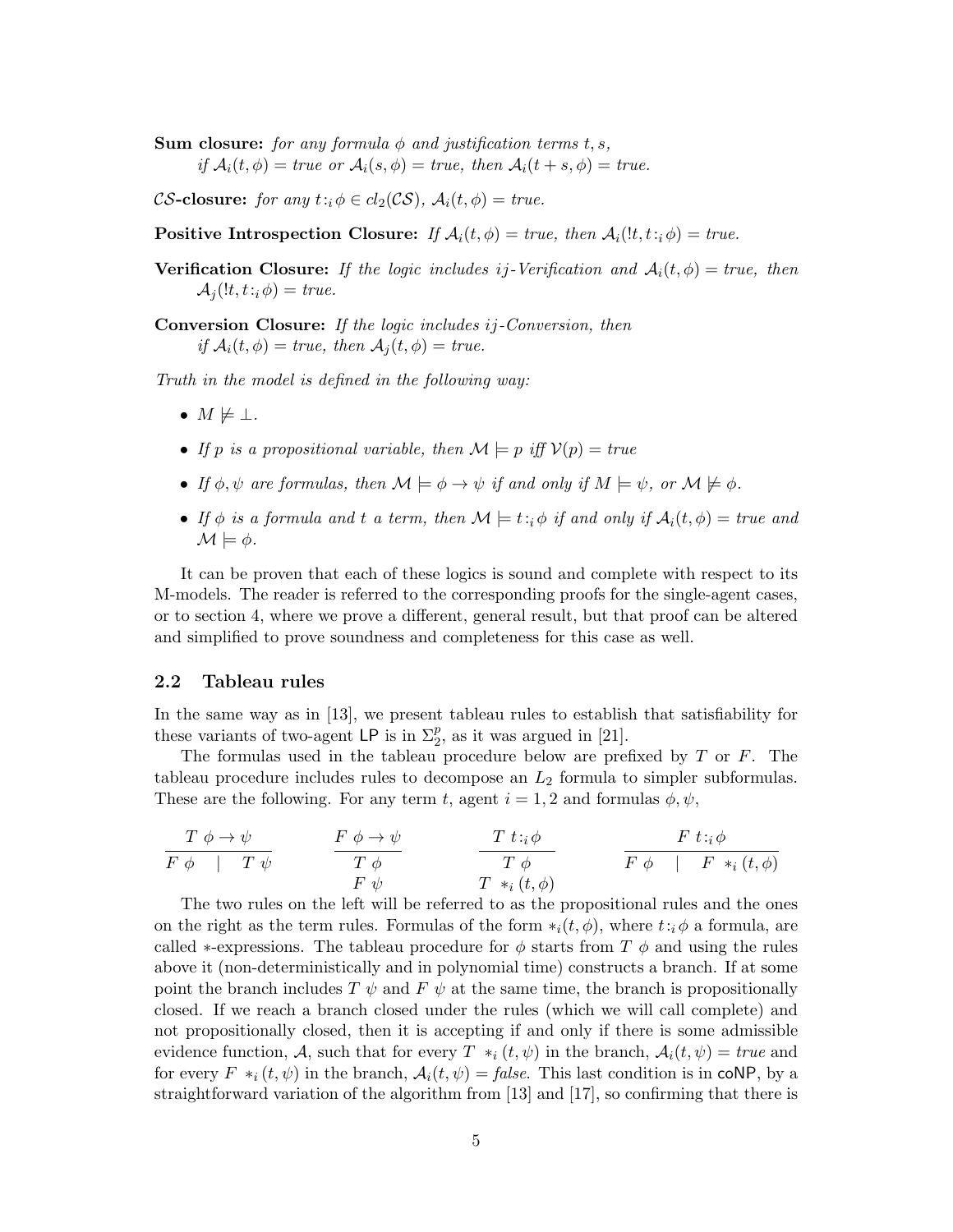**Sum closure:** *for any formula* $\phi$ *and justification terms* $t, s$, *if* $\mathcal{A}_i(t,\phi) = true$ *or* $\mathcal{A}_i(s,\phi) = true$*, then* $\mathcal{A}_i(t+s,\phi) = true$.

**$\mathcal{CS}$-closure:** *for any* $t{:}_i\,\phi \in cl_2(\mathcal{CS})$, $\mathcal{A}_i(t,\phi) = true$.

**Positive Introspection Closure:** *If* $\mathcal{A}_i(t,\phi) = true$*, then* $\mathcal{A}_i(!t, t{:}_i\,\phi) = true$.

**Verification Closure:** *If the logic includes* $ij$*-Verification and* $\mathcal{A}_i(t,\phi) = true$*, then* $\mathcal{A}_j(!t, t{:}_i\,\phi) = true$.

**Conversion Closure:** *If the logic includes* $ij$*-Conversion, then if* $\mathcal{A}_i(t,\phi) = true$*, then* $\mathcal{A}_j(t,\phi) = true$.

*Truth in the model is defined in the following way:*

- $M \not\models \bot$.
- *If* $p$ *is a propositional variable, then* $\mathcal{M} \models p$ *iff* $\mathcal{V}(p) = true$
- *If* $\phi, \psi$ *are formulas, then* $\mathcal{M} \models \phi \to \psi$ *if and only if* $M \models \psi$*, or* $\mathcal{M} \not\models \phi$.
- *If* $\phi$ *is a formula and* $t$ *a term, then* $\mathcal{M} \models t{:}_i\,\phi$ *if and only if* $\mathcal{A}_i(t,\phi) = true$ *and* $\mathcal{M} \models \phi$.

It can be proven that each of these logics is sound and complete with respect to its M-models. The reader is referred to the corresponding proofs for the single-agent cases, or to section 4, where we prove a different, general result, but that proof can be altered and simplified to prove soundness and completeness for this case as well.

## 2.2 Tableau rules

In the same way as in [13], we present tableau rules to establish that satisfiability for these variants of two-agent LP is in $\Sigma_2^p$, as it was argued in [21].

The formulas used in the tableau procedure below are prefixed by $T$ or $F$. The tableau procedure includes rules to decompose an $L_2$ formula to simpler subformulas. These are the following. For any term $t$, agent $i = 1, 2$ and formulas $\phi, \psi$,

$$\frac{T\ \phi \to \psi}{F\ \phi \quad | \quad T\ \psi} \qquad \frac{F\ \phi \to \psi}{\begin{array}{c} T\ \phi \\ F\ \psi \end{array}} \qquad \frac{T\ t{:}_i\,\phi}{\begin{array}{c} T\ \phi \\ T\ *_i(t,\phi) \end{array}} \qquad \frac{F\ t{:}_i\,\phi}{F\ \phi \quad | \quad F\ *_i(t,\phi)}$$

The two rules on the left will be referred to as the propositional rules and the ones on the right as the term rules. Formulas of the form $*_i(t,\phi)$, where $t{:}_i\,\phi$ a formula, are called $*$-expressions. The tableau procedure for $\phi$ starts from $T\ \phi$ and using the rules above it (non-deterministically and in polynomial time) constructs a branch. If at some point the branch includes $T\ \psi$ and $F\ \psi$ at the same time, the branch is propositionally closed. If we reach a branch closed under the rules (which we will call complete) and not propositionally closed, then it is accepting if and only if there is some admissible evidence function, $\mathcal{A}$, such that for every $T\ *_i(t,\psi)$ in the branch, $\mathcal{A}_i(t,\psi) = true$ and for every $F\ *_i(t,\psi)$ in the branch, $\mathcal{A}_i(t,\psi) = false$. This last condition is in coNP, by a straightforward variation of the algorithm from [13] and [17], so confirming that there is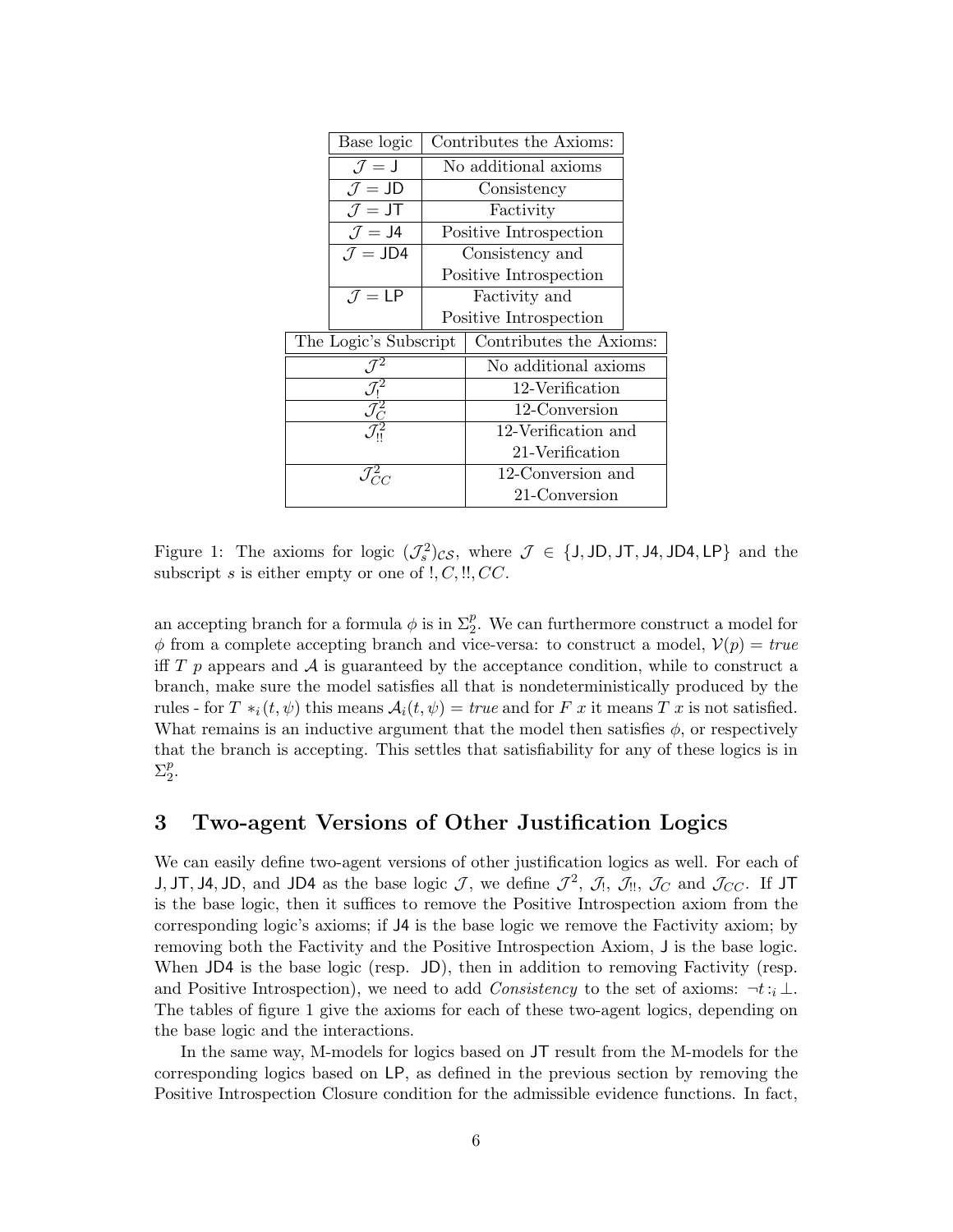| Base logic | Contributes the Axioms: |
|---|---|
| $\mathcal{J} = \mathsf{J}$ | No additional axioms |
| $\mathcal{J} = \mathsf{JD}$ | Consistency |
| $\mathcal{J} = \mathsf{JT}$ | Factivity |
| $\mathcal{J} = \mathsf{J4}$ | Positive Introspection |
| $\mathcal{J} = \mathsf{JD4}$ | Consistency and Positive Introspection |
| $\mathcal{J} = \mathsf{LP}$ | Factivity and Positive Introspection |

| The Logic's Subscript | Contributes the Axioms: |
|---|---|
| $\mathcal{J}^2$ | No additional axioms |
| $\mathcal{J}^2_!$ | 12-Verification |
| $\mathcal{J}^2_C$ | 12-Conversion |
| $\mathcal{J}^2_{!!}$ | 12-Verification and 21-Verification |
| $\mathcal{J}^2_{CC}$ | 12-Conversion and 21-Conversion |

Figure 1: The axioms for logic $(\mathcal{J}^2_s)_{\mathcal{CS}}$, where $\mathcal{J} \in \{\mathsf{J}, \mathsf{JD}, \mathsf{JT}, \mathsf{J4}, \mathsf{JD4}, \mathsf{LP}\}$ and the subscript $s$ is either empty or one of $!, C, !!, CC$.

an accepting branch for a formula $\phi$ is in $\Sigma^p_2$. We can furthermore construct a model for $\phi$ from a complete accepting branch and vice-versa: to construct a model, $\mathcal{V}(p) = true$ iff $T\ p$ appears and $\mathcal{A}$ is guaranteed by the acceptance condition, while to construct a branch, make sure the model satisfies all that is nondeterministically produced by the rules - for $T\ *_i(t, \psi)$ this means $\mathcal{A}_i(t, \psi) = true$ and for $F\ x$ it means $T\ x$ is not satisfied. What remains is an inductive argument that the model then satisfies $\phi$, or respectively that the branch is accepting. This settles that satisfiability for any of these logics is in $\Sigma^p_2$.

## 3 Two-agent Versions of Other Justification Logics

We can easily define two-agent versions of other justification logics as well. For each of $\mathsf{J}, \mathsf{JT}, \mathsf{J4}, \mathsf{JD}$, and $\mathsf{JD4}$ as the base logic $\mathcal{J}$, we define $\mathcal{J}^2$, $\mathcal{J}_!$, $\mathcal{J}_{!!}$, $\mathcal{J}_C$ and $\mathcal{J}_{CC}$. If $\mathsf{JT}$ is the base logic, then it suffices to remove the Positive Introspection axiom from the corresponding logic's axioms; if $\mathsf{J4}$ is the base logic we remove the Factivity axiom; by removing both the Factivity and the Positive Introspection Axiom, $\mathsf{J}$ is the base logic. When $\mathsf{JD4}$ is the base logic (resp. $\mathsf{JD}$), then in addition to removing Factivity (resp. and Positive Introspection), we need to add *Consistency* to the set of axioms: $\neg t :_i \bot$. The tables of figure 1 give the axioms for each of these two-agent logics, depending on the base logic and the interactions.

In the same way, M-models for logics based on $\mathsf{JT}$ result from the M-models for the corresponding logics based on $\mathsf{LP}$, as defined in the previous section by removing the Positive Introspection Closure condition for the admissible evidence functions. In fact,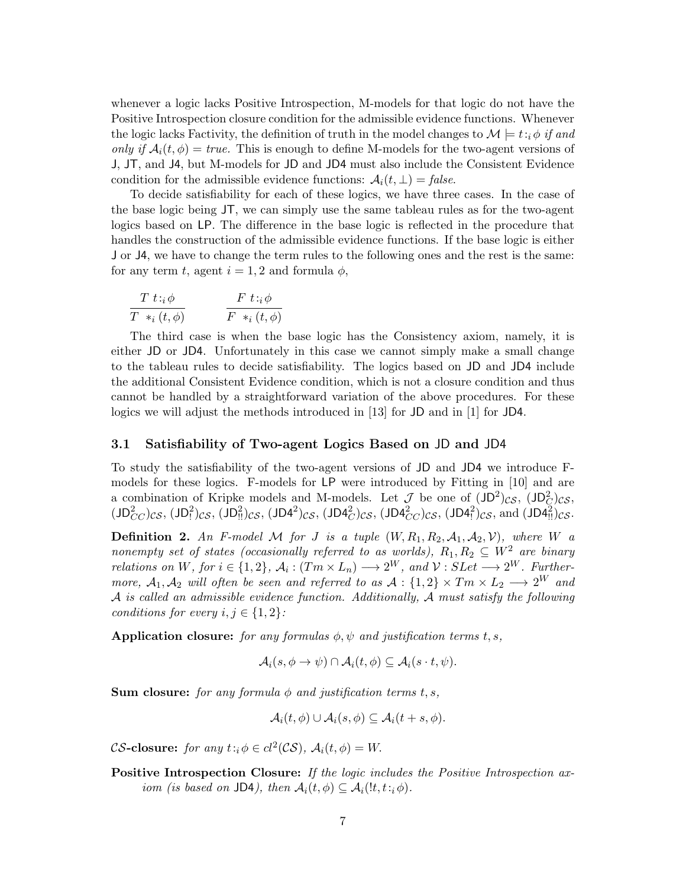whenever a logic lacks Positive Introspection, M-models for that logic do not have the Positive Introspection closure condition for the admissible evidence functions. Whenever the logic lacks Factivity, the definition of truth in the model changes to $\mathcal{M} \models t{:}_i \phi$ *if and only if* $\mathcal{A}_i(t, \phi) = \mathit{true}$. This is enough to define M-models for the two-agent versions of J, JT, and J4, but M-models for JD and JD4 must also include the Consistent Evidence condition for the admissible evidence functions: $\mathcal{A}_i(t, \bot) = \mathit{false}$.

To decide satisfiability for each of these logics, we have three cases. In the case of the base logic being JT, we can simply use the same tableau rules as for the two-agent logics based on LP. The difference in the base logic is reflected in the procedure that handles the construction of the admissible evidence functions. If the base logic is either J or J4, we have to change the term rules to the following ones and the rest is the same: for any term $t$, agent $i = 1, 2$ and formula $\phi$,

$$\frac{T\ t{:}_i \phi}{T\ \ *_i(t, \phi)} \qquad \frac{F\ t{:}_i \phi}{F\ \ *_i(t, \phi)}$$

The third case is when the base logic has the Consistency axiom, namely, it is either JD or JD4. Unfortunately in this case we cannot simply make a small change to the tableau rules to decide satisfiability. The logics based on JD and JD4 include the additional Consistent Evidence condition, which is not a closure condition and thus cannot be handled by a straightforward variation of the above procedures. For these logics we will adjust the methods introduced in [13] for JD and in [1] for JD4.

### 3.1 Satisfiability of Two-agent Logics Based on JD and JD4

To study the satisfiability of the two-agent versions of JD and JD4 we introduce F-models for these logics. F-models for LP were introduced by Fitting in [10] and are a combination of Kripke models and M-models. Let $\mathcal{J}$ be one of $(\mathsf{JD}^2)_{\mathcal{CS}}$, $(\mathsf{JD}^2_C)_{\mathcal{CS}}$, $(\mathsf{JD}^2_{CC})_{\mathcal{CS}}$, $(\mathsf{JD}^2_!)_{\mathcal{CS}}$, $(\mathsf{JD}^2_{!!})_{\mathcal{CS}}$, $(\mathsf{JD4}^2)_{\mathcal{CS}}$, $(\mathsf{JD4}^2_C)_{\mathcal{CS}}$, $(\mathsf{JD4}^2_{CC})_{\mathcal{CS}}$, $(\mathsf{JD4}^2_!)_{\mathcal{CS}}$, and $(\mathsf{JD4}^2_{!!})_{\mathcal{CS}}$.

**Definition 2.** *An F-model $\mathcal{M}$ for $J$ is a tuple $(W, R_1, R_2, \mathcal{A}_1, \mathcal{A}_2, \mathcal{V})$, where $W$ a nonempty set of states (occasionally referred to as worlds), $R_1, R_2 \subseteq W^2$ are binary relations on $W$, for $i \in \{1, 2\}$, $\mathcal{A}_i : (Tm \times L_n) \longrightarrow 2^W$, and $\mathcal{V} : SLet \longrightarrow 2^W$. Furthermore, $\mathcal{A}_1, \mathcal{A}_2$ will often be seen and referred to as $\mathcal{A} : \{1, 2\} \times Tm \times L_2 \longrightarrow 2^W$ and $\mathcal{A}$ is called an admissible evidence function. Additionally, $\mathcal{A}$ must satisfy the following conditions for every $i, j \in \{1, 2\}$:*

**Application closure:** *for any formulas $\phi, \psi$ and justification terms $t, s$,*

$$\mathcal{A}_i(s, \phi \to \psi) \cap \mathcal{A}_i(t, \phi) \subseteq \mathcal{A}_i(s \cdot t, \psi).$$

**Sum closure:** *for any formula $\phi$ and justification terms $t, s$,*

$$\mathcal{A}_i(t, \phi) \cup \mathcal{A}_i(s, \phi) \subseteq \mathcal{A}_i(t + s, \phi).$$

**$\mathcal{CS}$-closure:** *for any $t{:}_i \phi \in cl^2(\mathcal{CS})$, $\mathcal{A}_i(t, \phi) = W$.*

**Positive Introspection Closure:** *If the logic includes the Positive Introspection axiom (is based on JD4), then $\mathcal{A}_i(t, \phi) \subseteq \mathcal{A}_i(!t, t{:}_i \phi)$.*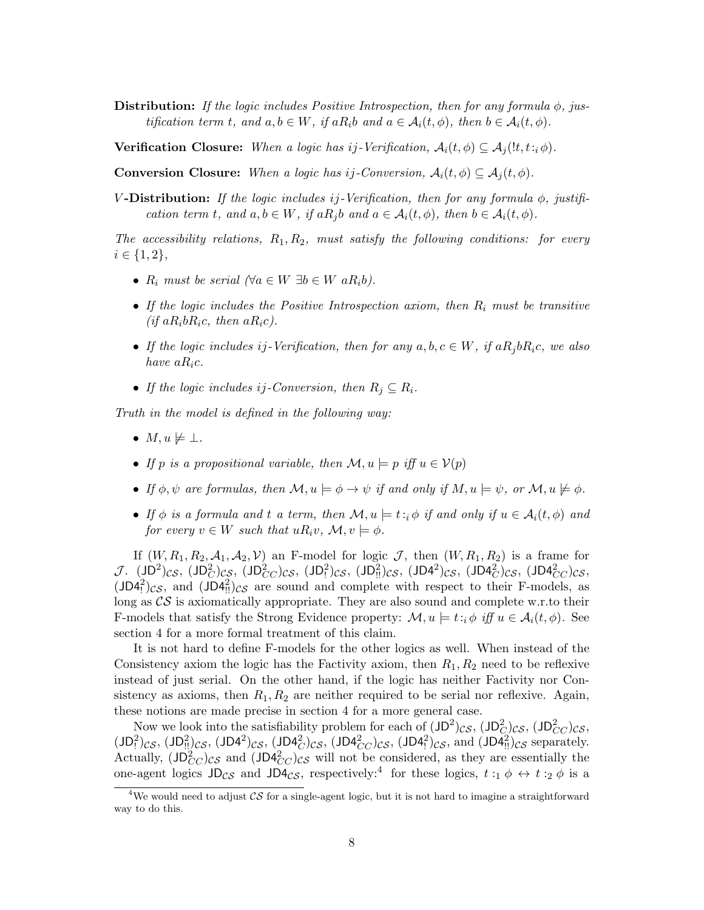**Distribution:** *If the logic includes Positive Introspection, then for any formula $\phi$, justification term $t$, and $a, b \in W$, if $aR_ib$ and $a \in \mathcal{A}_i(t,\phi)$, then $b \in \mathcal{A}_i(t,\phi)$.*

**Verification Closure:** *When a logic has $ij$-Verification, $\mathcal{A}_i(t,\phi) \subseteq \mathcal{A}_j(!t, t{:}_i\,\phi)$.*

**Conversion Closure:** *When a logic has $ij$-Conversion, $\mathcal{A}_i(t,\phi) \subseteq \mathcal{A}_j(t,\phi)$.*

**$V$-Distribution:** *If the logic includes $ij$-Verification, then for any formula $\phi$, justification term $t$, and $a, b \in W$, if $aR_jb$ and $a \in \mathcal{A}_i(t,\phi)$, then $b \in \mathcal{A}_i(t,\phi)$.*

*The accessibility relations, $R_1, R_2$, must satisfy the following conditions: for every $i \in \{1, 2\}$,*

- *$R_i$ must be serial ($\forall a \in W\ \exists b \in W\ aR_ib$).*
- *If the logic includes the Positive Introspection axiom, then $R_i$ must be transitive (if $aR_ibR_ic$, then $aR_ic$).*
- *If the logic includes $ij$-Verification, then for any $a, b, c \in W$, if $aR_jbR_ic$, we also have $aR_ic$.*
- *If the logic includes $ij$-Conversion, then $R_j \subseteq R_i$.*

*Truth in the model is defined in the following way:*

- *$M, u \not\models \bot$.*
- *If $p$ is a propositional variable, then $\mathcal{M}, u \models p$ iff $u \in \mathcal{V}(p)$*
- *If $\phi, \psi$ are formulas, then $\mathcal{M}, u \models \phi \to \psi$ if and only if $M, u \models \psi$, or $\mathcal{M}, u \not\models \phi$.*
- *If $\phi$ is a formula and $t$ a term, then $\mathcal{M}, u \models t{:}_i\,\phi$ if and only if $u \in \mathcal{A}_i(t,\phi)$ and for every $v \in W$ such that $uR_iv$, $\mathcal{M}, v \models \phi$.*

If $(W, R_1, R_2, \mathcal{A}_1, \mathcal{A}_2, \mathcal{V})$ an F-model for logic $\mathcal{J}$, then $(W, R_1, R_2)$ is a frame for $\mathcal{J}$. $(\mathsf{JD}^2)_{\mathcal{CS}}$, $(\mathsf{JD}^2_C)_{\mathcal{CS}}$, $(\mathsf{JD}^2_{CC})_{\mathcal{CS}}$, $(\mathsf{JD}^2_!)_{\mathcal{CS}}$, $(\mathsf{JD}^2_{!!})_{\mathcal{CS}}$, $(\mathsf{JD4}^2)_{\mathcal{CS}}$, $(\mathsf{JD4}^2_C)_{\mathcal{CS}}$, $(\mathsf{JD4}^2_{CC})_{\mathcal{CS}}$, $(\mathsf{JD4}^2_!)_{\mathcal{CS}}$, and $(\mathsf{JD4}^2_{!!})_{\mathcal{CS}}$ are sound and complete with respect to their F-models, as long as $\mathcal{CS}$ is axiomatically appropriate. They are also sound and complete w.r.to their F-models that satisfy the Strong Evidence property: $\mathcal{M}, u \models t{:}_i\,\phi$ *iff* $u \in \mathcal{A}_i(t,\phi)$. See section 4 for a more formal treatment of this claim.

It is not hard to define F-models for the other logics as well. When instead of the Consistency axiom the logic has the Factivity axiom, then $R_1, R_2$ need to be reflexive instead of just serial. On the other hand, if the logic has neither Factivity nor Consistency as axioms, then $R_1, R_2$ are neither required to be serial nor reflexive. Again, these notions are made precise in section 4 for a more general case.

Now we look into the satisfiability problem for each of $(\mathsf{JD}^2)_{\mathcal{CS}}$, $(\mathsf{JD}^2_C)_{\mathcal{CS}}$, $(\mathsf{JD}^2_{CC})_{\mathcal{CS}}$, $(\mathsf{JD}^2_!)_{\mathcal{CS}}$, $(\mathsf{JD}^2_{!!})_{\mathcal{CS}}$, $(\mathsf{JD4}^2)_{\mathcal{CS}}$, $(\mathsf{JD4}^2_C)_{\mathcal{CS}}$, $(\mathsf{JD4}^2_{CC})_{\mathcal{CS}}$, $(\mathsf{JD4}^2_!)_{\mathcal{CS}}$, and $(\mathsf{JD4}^2_{!!})_{\mathcal{CS}}$ separately. Actually, $(\mathsf{JD}^2_{CC})_{\mathcal{CS}}$ and $(\mathsf{JD4}^2_{CC})_{\mathcal{CS}}$ will not be considered, as they are essentially the one-agent logics $\mathsf{JD}_{\mathcal{CS}}$ and $\mathsf{JD4}_{\mathcal{CS}}$, respectively:[4] for these logics, $t{:}_1\,\phi \leftrightarrow t{:}_2\,\phi$ is a

[4] We would need to adjust $\mathcal{CS}$ for a single-agent logic, but it is not hard to imagine a straightforward way to do this.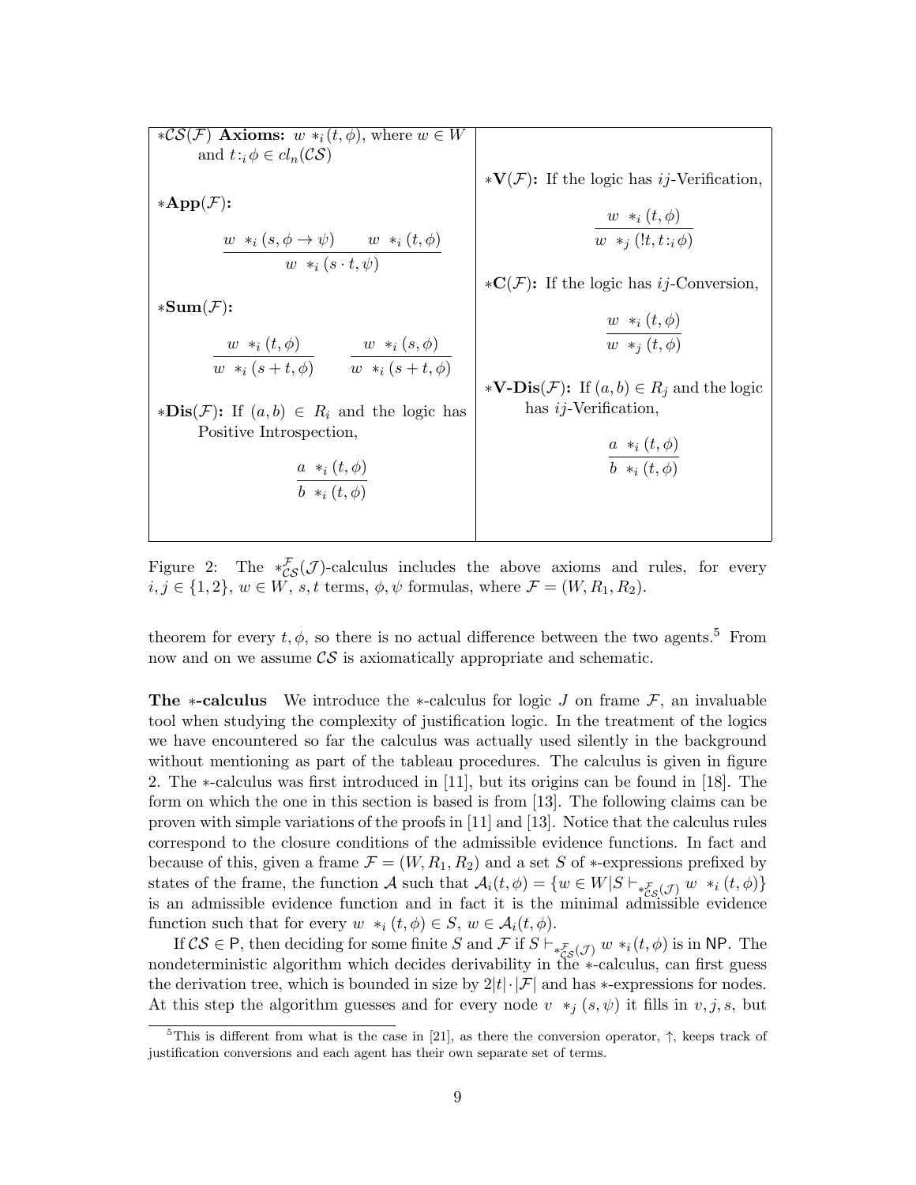$*\mathcal{CS}(\mathcal{F})$ **Axioms:** $w \ *_i (t, \phi)$, where $w \in W$ and $t{:}_i \phi \in cl_n(\mathcal{CS})$

$*\mathbf{App}(\mathcal{F})$**:**

$$\frac{w \ *_i (s, \phi \to \psi) \qquad w \ *_i (t, \phi)}{w \ *_i (s \cdot t, \psi)}$$

$*\mathbf{Sum}(\mathcal{F})$**:**

$$\frac{w \ *_i (t, \phi)}{w \ *_i (s + t, \phi)} \qquad \frac{w \ *_i (s, \phi)}{w \ *_i (s + t, \phi)}$$

$*\mathbf{Dis}(\mathcal{F})$**:** If $(a, b) \in R_i$ and the logic has Positive Introspection,

$$\frac{a \ *_i (t, \phi)}{b \ *_i (t, \phi)}$$

$*\mathbf{V}(\mathcal{F})$**:** If the logic has $ij$-Verification,

$$\frac{w \ *_i (t, \phi)}{w \ *_j (!t, t{:}_i \phi)}$$

$*\mathbf{C}(\mathcal{F})$**:** If the logic has $ij$-Conversion,

$$\frac{w \ *_i (t, \phi)}{w \ *_j (t, \phi)}$$

$*\mathbf{V\text{-}Dis}(\mathcal{F})$**:** If $(a, b) \in R_j$ and the logic has $ij$-Verification,

$$\frac{a \ *_i (t, \phi)}{b \ *_i (t, \phi)}$$

Figure 2: The $*^{\mathcal{F}}_{\mathcal{CS}}(\mathcal{J})$-calculus includes the above axioms and rules, for every $i, j \in \{1, 2\}$, $w \in W$, $s, t$ terms, $\phi, \psi$ formulas, where $\mathcal{F} = (W, R_1, R_2)$.

theorem for every $t, \phi$, so there is no actual difference between the two agents.[5] From now and on we assume $\mathcal{CS}$ is axiomatically appropriate and schematic.

**The $*$-calculus** We introduce the $*$-calculus for logic $J$ on frame $\mathcal{F}$, an invaluable tool when studying the complexity of justification logic. In the treatment of the logics we have encountered so far the calculus was actually used silently in the background without mentioning as part of the tableau procedures. The calculus is given in figure 2. The $*$-calculus was first introduced in [11], but its origins can be found in [18]. The form on which the one in this section is based is from [13]. The following claims can be proven with simple variations of the proofs in [11] and [13]. Notice that the calculus rules correspond to the closure conditions of the admissible evidence functions. In fact and because of this, given a frame $\mathcal{F} = (W, R_1, R_2)$ and a set $S$ of $*$-expressions prefixed by states of the frame, the function $\mathcal{A}$ such that $\mathcal{A}_i(t, \phi) = \{w \in W | S \vdash_{*^{\mathcal{F}}_{\mathcal{CS}}(\mathcal{J})} w \ *_i (t, \phi)\}$ is an admissible evidence function and in fact it is the minimal admissible evidence function such that for every $w \ *_i (t, \phi) \in S$, $w \in \mathcal{A}_i(t, \phi)$.

If $\mathcal{CS} \in \mathsf{P}$, then deciding for some finite $S$ and $\mathcal{F}$ if $S \vdash_{*^{\mathcal{F}}_{\mathcal{CS}}(\mathcal{J})} w \ *_i (t, \phi)$ is in $\mathsf{NP}$. The nondeterministic algorithm which decides derivability in the $*$-calculus, can first guess the derivation tree, which is bounded in size by $2|t| \cdot |\mathcal{F}|$ and has $*$-expressions for nodes. At this step the algorithm guesses and for every node $v \ *_j (s, \psi)$ it fills in $v, j, s$, but

[5] This is different from what is the case in [21], as there the conversion operator, $\uparrow$, keeps track of justification conversions and each agent has their own separate set of terms.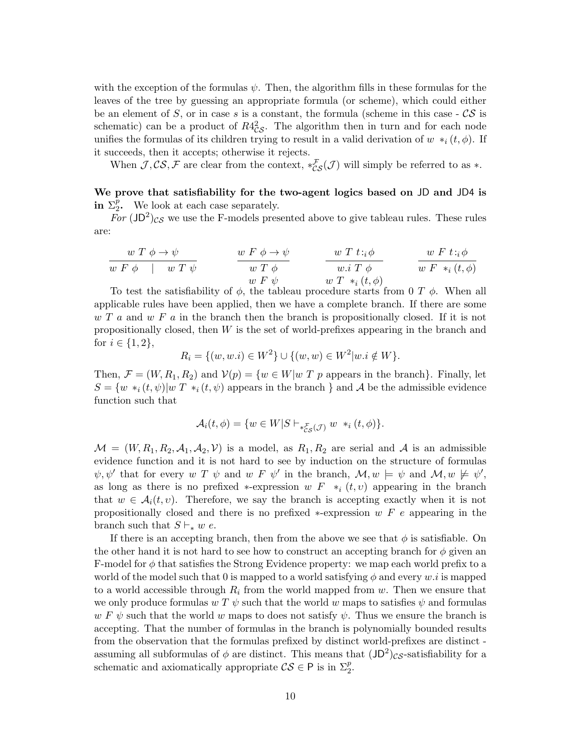with the exception of the formulas $\psi$. Then, the algorithm fills in these formulas for the leaves of the tree by guessing an appropriate formula (or scheme), which could either be an element of $S$, or in case $s$ is a constant, the formula (scheme in this case - $\mathcal{CS}$ is schematic) can be a product of $R4^2_{\mathcal{CS}}$. The algorithm then in turn and for each node unifies the formulas of its children trying to result in a valid derivation of $w\ *_i(t,\phi)$. If it succeeds, then it accepts; otherwise it rejects.

When $\mathcal{J}, \mathcal{CS}, \mathcal{F}$ are clear from the context, $*^{\mathcal{F}}_{\mathcal{CS}}(\mathcal{J})$ will simply be referred to as $*$.

**We prove that satisfiability for the two-agent logics based on JD and JD4 is in $\Sigma^p_2$.** We look at each case separately.

*For* $(\mathsf{JD}^2)_{\mathcal{CS}}$ we use the F-models presented above to give tableau rules. These rules are:

$$\frac{w\ T\ \phi \to \psi}{w\ F\ \phi \quad | \quad w\ T\ \psi} \qquad \frac{w\ F\ \phi \to \psi}{\begin{array}{c} w\ T\ \phi \\ w\ F\ \psi \end{array}} \qquad \frac{w\ T\ t{:}_i\phi}{\begin{array}{c} w.i\ T\ \phi \\ w\ T\ *_i(t,\phi) \end{array}} \qquad \frac{w\ F\ t{:}_i\phi}{w\ F\ *_i(t,\phi)}$$

To test the satisfiability of $\phi$, the tableau procedure starts from $0\ T\ \phi$. When all applicable rules have been applied, then we have a complete branch. If there are some $w\ T\ a$ and $w\ F\ a$ in the branch then the branch is propositionally closed. If it is not propositionally closed, then $W$ is the set of world-prefixes appearing in the branch and for $i \in \{1,2\}$,

$$R_i = \{(w, w.i) \in W^2\} \cup \{(w,w) \in W^2 | w.i \notin W\}.$$

Then, $\mathcal{F} = (W, R_1, R_2)$ and $\mathcal{V}(p) = \{w \in W | w\ T\ p \text{ appears in the branch}\}$. Finally, let $S = \{w\ *_i(t,\psi) | w\ T\ *_i(t,\psi) \text{ appears in the branch }\}$ and $\mathcal{A}$ be the admissible evidence function such that

$$\mathcal{A}_i(t,\phi) = \{w \in W | S \vdash_{*^{\mathcal{F}}_{\mathcal{CS}}(\mathcal{J})} w\ \ *_i(t,\phi)\}.$$

$\mathcal{M} = (W, R_1, R_2, \mathcal{A}_1, \mathcal{A}_2, \mathcal{V})$ is a model, as $R_1, R_2$ are serial and $\mathcal{A}$ is an admissible evidence function and it is not hard to see by induction on the structure of formulas $\psi, \psi'$ that for every $w\ T\ \psi$ and $w\ F\ \psi'$ in the branch, $\mathcal{M}, w \models \psi$ and $\mathcal{M}, w \not\models \psi'$, as long as there is no prefixed $*$-expression $w\ F\ \ *_i(t,\upsilon)$ appearing in the branch that $w \in \mathcal{A}_i(t,\upsilon)$. Therefore, we say the branch is accepting exactly when it is not propositionally closed and there is no prefixed $*$-expression $w\ F\ e$ appearing in the branch such that $S \vdash_* w\ e$.

If there is an accepting branch, then from the above we see that $\phi$ is satisfiable. On the other hand it is not hard to see how to construct an accepting branch for $\phi$ given an F-model for $\phi$ that satisfies the Strong Evidence property: we map each world prefix to a world of the model such that 0 is mapped to a world satisfying $\phi$ and every $w.i$ is mapped to a world accessible through $R_i$ from the world mapped from $w$. Then we ensure that we only produce formulas $w\ T\ \psi$ such that the world $w$ maps to satisfies $\psi$ and formulas $w\ F\ \psi$ such that the world $w$ maps to does not satisfy $\psi$. Thus we ensure the branch is accepting. That the number of formulas in the branch is polynomially bounded results from the observation that the formulas prefixed by distinct world-prefixes are distinct - assuming all subformulas of $\phi$ are distinct. This means that $(\mathsf{JD}^2)_{\mathcal{CS}}$-satisfiability for a schematic and axiomatically appropriate $\mathcal{CS} \in \mathsf{P}$ is in $\Sigma^p_2$.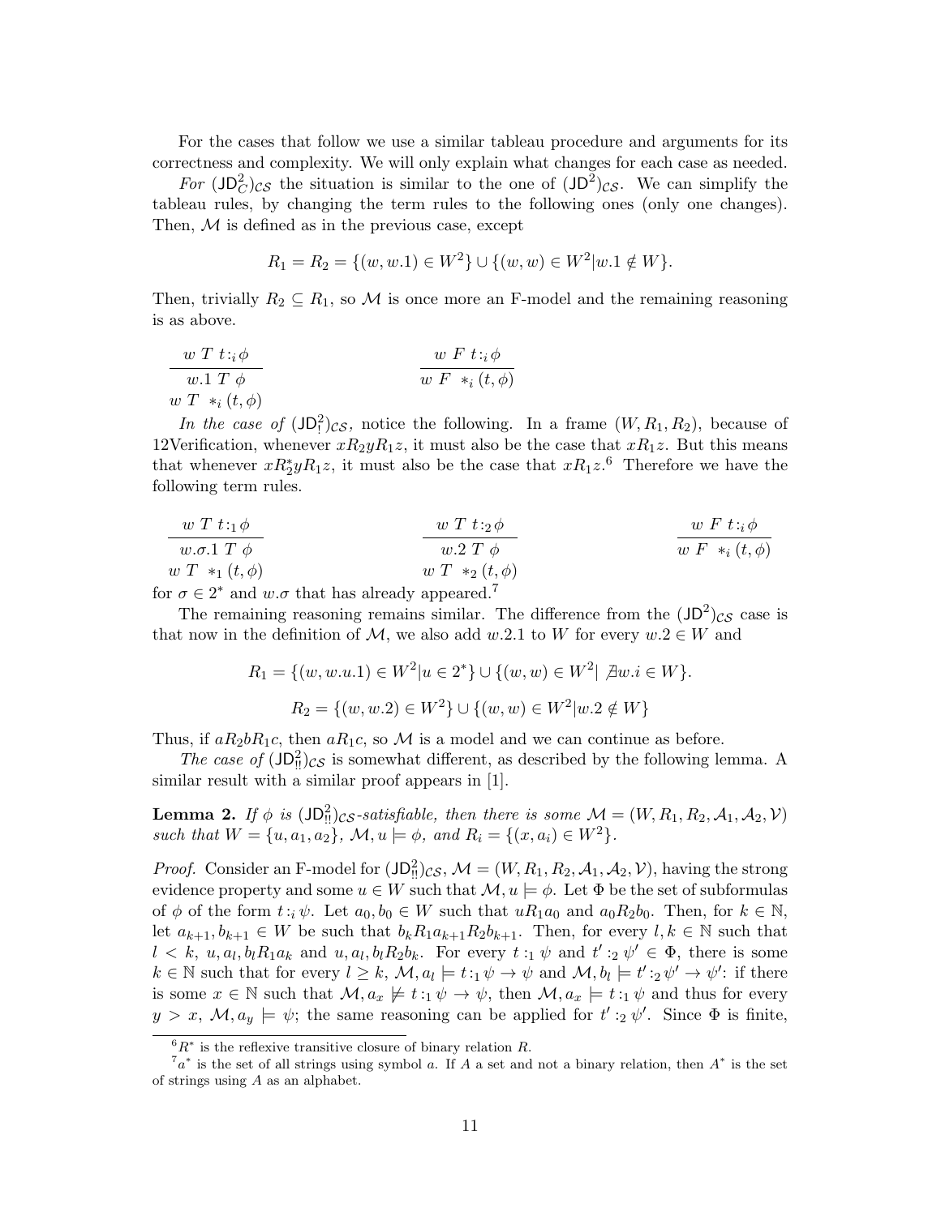For the cases that follow we use a similar tableau procedure and arguments for its correctness and complexity. We will only explain what changes for each case as needed.

*For* $(\mathsf{JD}^2_C)_{\mathcal{CS}}$ the situation is similar to the one of $(\mathsf{JD}^2)_{\mathcal{CS}}$. We can simplify the tableau rules, by changing the term rules to the following ones (only one changes). Then, $\mathcal{M}$ is defined as in the previous case, except

$$R_1 = R_2 = \{(w, w.1) \in W^2\} \cup \{(w, w) \in W^2 | w.1 \notin W\}.$$

Then, trivially $R_2 \subseteq R_1$, so $\mathcal{M}$ is once more an F-model and the remaining reasoning is as above.

$$\frac{w\ T\ t{:}_i\,\phi}{\begin{array}{c} w.1\ T\ \phi \\ w\ T\ \ast_i(t,\phi)\end{array}} \qquad\qquad \frac{w\ F\ t{:}_i\,\phi}{w\ F\ \ast_i(t,\phi)}$$

*In the case of* $(\mathsf{JD}^2_!)_{\mathcal{CS}}$, notice the following. In a frame $(W, R_1, R_2)$, because of 12Verification, whenever $xR_2yR_1z$, it must also be the case that $xR_1z$. But this means that whenever $xR_2^*yR_1z$, it must also be the case that $xR_1z$.[6] Therefore we have the following term rules.

$$\frac{w\ T\ t{:}_1\,\phi}{\begin{array}{c} w.\sigma.1\ T\ \phi \\ w\ T\ \ast_1(t,\phi)\end{array}} \qquad \frac{w\ T\ t{:}_2\,\phi}{\begin{array}{c} w.2\ T\ \phi \\ w\ T\ \ast_2(t,\phi)\end{array}} \qquad \frac{w\ F\ t{:}_i\,\phi}{w\ F\ \ast_i(t,\phi)}$$

for $\sigma \in 2^*$ and $w.\sigma$ that has already appeared.[7]

The remaining reasoning remains similar. The difference from the $(\mathsf{JD}^2)_{\mathcal{CS}}$ case is that now in the definition of $\mathcal{M}$, we also add $w.2.1$ to $W$ for every $w.2 \in W$ and

$$R_1 = \{(w, w.u.1) \in W^2 | u \in 2^*\} \cup \{(w, w) \in W^2 |\ \nexists w.i \in W\}.$$

$$R_2 = \{(w, w.2) \in W^2\} \cup \{(w, w) \in W^2 | w.2 \notin W\}$$

Thus, if $aR_2bR_1c$, then $aR_1c$, so $\mathcal{M}$ is a model and we can continue as before.

*The case of* $(\mathsf{JD}^2_{!!})_{\mathcal{CS}}$ is somewhat different, as described by the following lemma. A similar result with a similar proof appears in [1].

**Lemma 2.** *If $\phi$ is $(\mathsf{JD}^2_{!!})_{\mathcal{CS}}$-satisfiable, then there is some $\mathcal{M} = (W, R_1, R_2, \mathcal{A}_1, \mathcal{A}_2, \mathcal{V})$ such that $W = \{u, a_1, a_2\}$, $\mathcal{M}, u \models \phi$, and $R_i = \{(x, a_i) \in W^2\}$.*

*Proof.* Consider an F-model for $(\mathsf{JD}^2_{!!})_{\mathcal{CS}}$, $\mathcal{M} = (W, R_1, R_2, \mathcal{A}_1, \mathcal{A}_2, \mathcal{V})$, having the strong evidence property and some $u \in W$ such that $\mathcal{M}, u \models \phi$. Let $\Phi$ be the set of subformulas of $\phi$ of the form $t{:}_i\,\psi$. Let $a_0, b_0 \in W$ such that $uR_1a_0$ and $a_0R_2b_0$. Then, for $k \in \mathbb{N}$, let $a_{k+1}, b_{k+1} \in W$ be such that $b_kR_1a_{k+1}R_2b_{k+1}$. Then, for every $l, k \in \mathbb{N}$ such that $l < k$, $u, a_l, b_lR_1a_k$ and $u, a_l, b_lR_2b_k$. For every $t :_1 \psi$ and $t' :_2 \psi' \in \Phi$, there is some $k \in \mathbb{N}$ such that for every $l \geq k$, $\mathcal{M}, a_l \models t :_1 \psi \to \psi$ and $\mathcal{M}, b_l \models t' :_2 \psi' \to \psi'$: if there is some $x \in \mathbb{N}$ such that $\mathcal{M}, a_x \not\models t :_1 \psi \to \psi$, then $\mathcal{M}, a_x \models t :_1 \psi$ and thus for every $y > x$, $\mathcal{M}, a_y \models \psi$; the same reasoning can be applied for $t' :_2 \psi'$. Since $\Phi$ is finite,

[6] $R^*$ is the reflexive transitive closure of binary relation $R$.

[7] $a^*$ is the set of all strings using symbol $a$. If $A$ a set and not a binary relation, then $A^*$ is the set of strings using $A$ as an alphabet.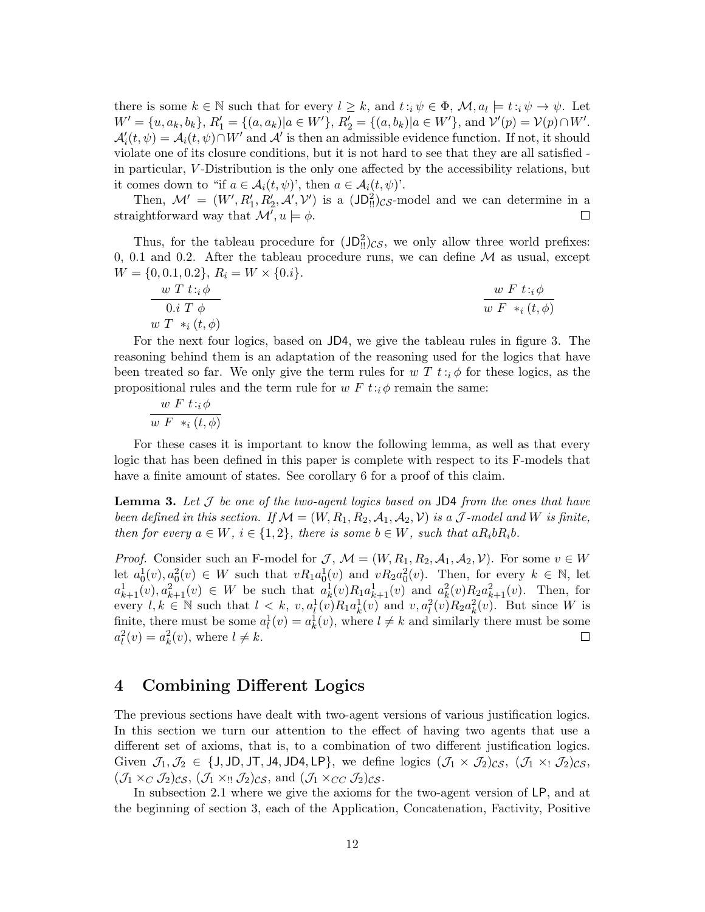there is some $k \in \mathbb{N}$ such that for every $l \geq k$, and $t :_i \psi \in \Phi$, $\mathcal{M}, a_l \models t :_i \psi \to \psi$. Let $W' = \{u, a_k, b_k\}$, $R'_1 = \{(a, a_k) | a \in W'\}$, $R'_2 = \{(a, b_k) | a \in W'\}$, and $\mathcal{V}'(p) = \mathcal{V}(p) \cap W'$. $\mathcal{A}'_i(t, \psi) = \mathcal{A}_i(t, \psi) \cap W'$ and $\mathcal{A}'$ is then an admissible evidence function. If not, it should violate one of its closure conditions, but it is not hard to see that they are all satisfied - in particular, $V$-Distribution is the only one affected by the accessibility relations, but it comes down to "if $a \in \mathcal{A}_i(t, \psi)$", then $a \in \mathcal{A}_i(t, \psi)$".

Then, $\mathcal{M}' = (W', R'_1, R'_2, \mathcal{A}', \mathcal{V}')$ is a $(\mathsf{JD}^2_{!!})_{\mathcal{CS}}$-model and we can determine in a straightforward way that $\mathcal{M}', u \models \phi$. □

Thus, for the tableau procedure for $(\mathsf{JD}^2_{!!})_{\mathcal{CS}}$, we only allow three world prefixes: 0, 0.1 and 0.2. After the tableau procedure runs, we can define $\mathcal{M}$ as usual, except $W = \{0, 0.1, 0.2\}$, $R_i = W \times \{0.i\}$.

$$\frac{w\ T\ t :_i \phi}{\begin{array}{c} 0.i\ T\ \phi \\ w\ T\ *_i (t, \phi) \end{array}} \qquad\qquad \frac{w\ F\ t :_i \phi}{w\ F\ *_i (t, \phi)}$$

For the next four logics, based on $\mathsf{JD4}$, we give the tableau rules in figure 3. The reasoning behind them is an adaptation of the reasoning used for the logics that have been treated so far. We only give the term rules for $w\ T\ t :_i \phi$ for these logics, as the propositional rules and the term rule for $w\ F\ t :_i \phi$ remain the same:

$$\frac{w\ F\ t :_i \phi}{w\ F\ *_i (t, \phi)}$$

For these cases it is important to know the following lemma, as well as that every logic that has been defined in this paper is complete with respect to its F-models that have a finite amount of states. See corollary 6 for a proof of this claim.

**Lemma 3.** *Let $\mathcal{J}$ be one of the two-agent logics based on* $\mathsf{JD4}$ *from the ones that have been defined in this section. If $\mathcal{M} = (W, R_1, R_2, \mathcal{A}_1, \mathcal{A}_2, \mathcal{V})$ is a $\mathcal{J}$-model and $W$ is finite, then for every $a \in W$, $i \in \{1, 2\}$, there is some $b \in W$, such that $aR_ibR_ib$.*

*Proof.* Consider such an F-model for $\mathcal{J}$, $\mathcal{M} = (W, R_1, R_2, \mathcal{A}_1, \mathcal{A}_2, \mathcal{V})$. For some $v \in W$ let $a^1_0(v), a^2_0(v) \in W$ such that $vR_1a^1_0(v)$ and $vR_2a^2_0(v)$. Then, for every $k \in \mathbb{N}$, let $a^1_{k+1}(v), a^2_{k+1}(v) \in W$ be such that $a^1_k(v)R_1a^1_{k+1}(v)$ and $a^2_k(v)R_2a^2_{k+1}(v)$. Then, for every $l, k \in \mathbb{N}$ such that $l < k$, $v, a^1_l(v)R_1a^1_k(v)$ and $v, a^2_l(v)R_2a^2_k(v)$. But since $W$ is finite, there must be some $a^1_l(v) = a^1_k(v)$, where $l \neq k$ and similarly there must be some $a^2_l(v) = a^2_k(v)$, where $l \neq k$. □

## 4 Combining Different Logics

The previous sections have dealt with two-agent versions of various justification logics. In this section we turn our attention to the effect of having two agents that use a different set of axioms, that is, to a combination of two different justification logics. Given $\mathcal{J}_1, \mathcal{J}_2 \in \{\mathsf{J}, \mathsf{JD}, \mathsf{JT}, \mathsf{J4}, \mathsf{JD4}, \mathsf{LP}\}$, we define logics $(\mathcal{J}_1 \times \mathcal{J}_2)_{\mathcal{CS}}$, $(\mathcal{J}_1 \times_! \mathcal{J}_2)_{\mathcal{CS}}$, $(\mathcal{J}_1 \times_C \mathcal{J}_2)_{\mathcal{CS}}$, $(\mathcal{J}_1 \times_{!!} \mathcal{J}_2)_{\mathcal{CS}}$, and $(\mathcal{J}_1 \times_{CC} \mathcal{J}_2)_{\mathcal{CS}}$.

In subsection 2.1 where we give the axioms for the two-agent version of $\mathsf{LP}$, and at the beginning of section 3, each of the Application, Concatenation, Factivity, Positive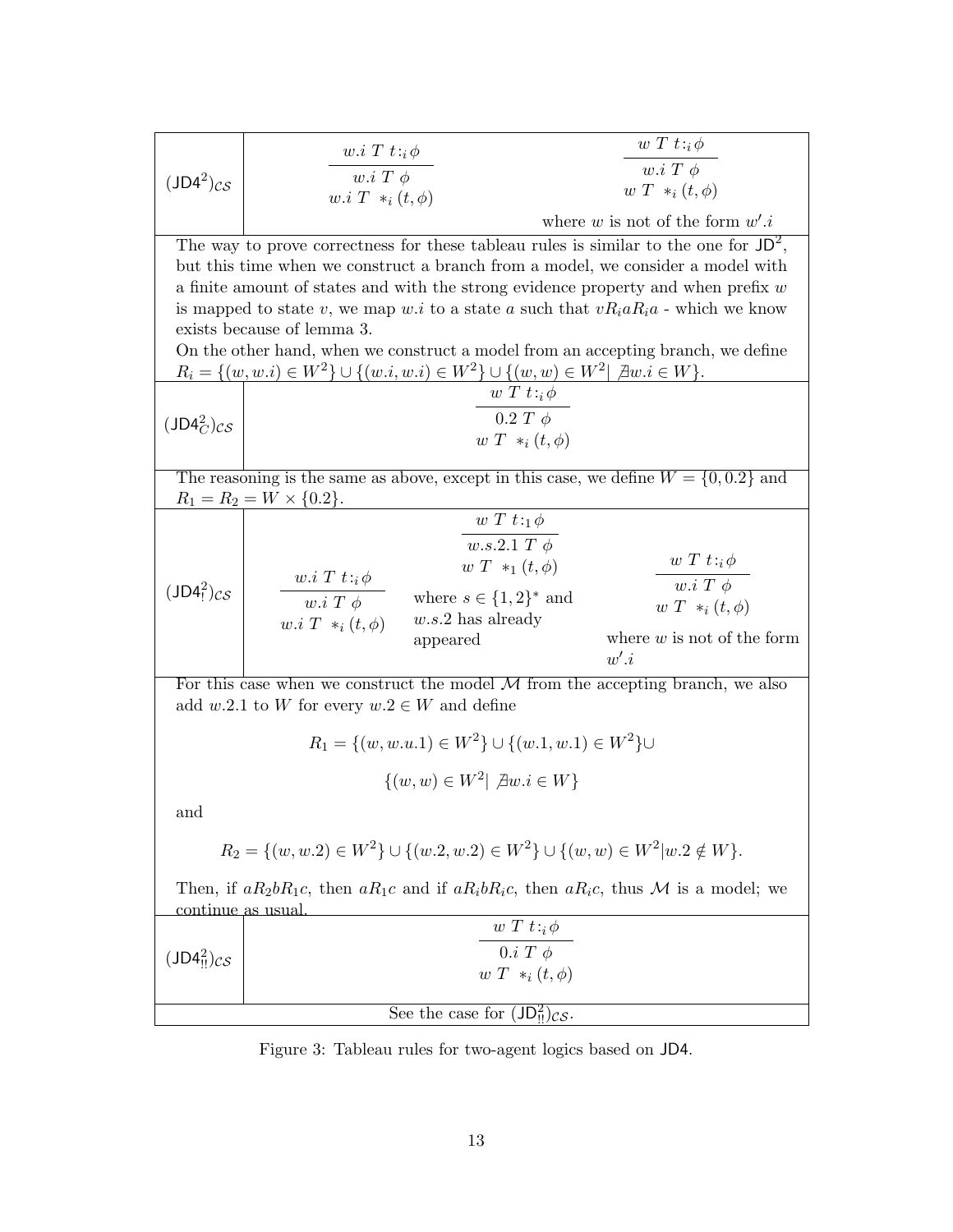| | |
|---|---|
| $(\mathsf{JD4}^2)_{\mathcal{CS}}$ | $\dfrac{w.i\ T\ t{:}_i\phi}{w.i\ T\ \phi \quad w.i\ T\ *_i(t,\phi)}$  $\dfrac{w\ T\ t{:}_i\phi}{w.i\ T\ \phi \quad w\ T\ *_i(t,\phi)}$ where $w$ is not of the form $w'.i$ |
| The way to prove correctness for these tableau rules is similar to the one for $\mathsf{JD}^2$, but this time when we construct a branch from a model, we consider a model with a finite amount of states and with the strong evidence property and when prefix $w$ is mapped to state $v$, we map $w.i$ to a state $a$ such that $vR_iaR_ia$ - which we know exists because of lemma 3. On the other hand, when we construct a model from an accepting branch, we define $R_i = \{(w, w.i) \in W^2\} \cup \{(w.i, w.i) \in W^2\} \cup \{(w, w) \in W^2 \mid \nexists w.i \in W\}$. | |
| $(\mathsf{JD4}^2_C)_{\mathcal{CS}}$ | $\dfrac{w\ T\ t{:}_i\phi}{0.2\ T\ \phi \quad w\ T\ *_i(t,\phi)}$ |
| The reasoning is the same as above, except in this case, we define $W = \{0, 0.2\}$ and $R_1 = R_2 = W \times \{0.2\}$. | |
| $(\mathsf{JD4}^2_!)_{\mathcal{CS}}$ | $\dfrac{w.i\ T\ t{:}_i\phi}{w.i\ T\ \phi \quad w.i\ T\ *_i(t,\phi)}$  $\dfrac{w\ T\ t{:}_1\phi}{w.s.2.1\ T\ \phi \quad w\ T\ *_1(t,\phi)}$ where $s \in \{1,2\}^*$ and $w.s.2$ has already appeared  $\dfrac{w\ T\ t{:}_i\phi}{w.i\ T\ \phi \quad w\ T\ *_i(t,\phi)}$ where $w$ is not of the form $w'.i$ |
| For this case when we construct the model $\mathcal{M}$ from the accepting branch, we also add $w.2.1$ to $W$ for every $w.2 \in W$ and define $$R_1 = \{(w, w.u.1) \in W^2\} \cup \{(w.1, w.1) \in W^2\} \cup \{(w, w) \in W^2 \mid \nexists w.i \in W\}$$ and $$R_2 = \{(w, w.2) \in W^2\} \cup \{(w.2, w.2) \in W^2\} \cup \{(w, w) \in W^2 \mid w.2 \notin W\}.$$ Then, if $aR_2bR_1c$, then $aR_1c$ and if $aR_ibR_ic$, then $aR_ic$, thus $\mathcal{M}$ is a model; we continue as usual. | |
| $(\mathsf{JD4}^2_{!!})_{\mathcal{CS}}$ | $\dfrac{w\ T\ t{:}_i\phi}{0.i\ T\ \phi \quad w\ T\ *_i(t,\phi)}$ |
| See the case for $(\mathsf{JD}^2_{!!})_{\mathcal{CS}}$. | |

Figure 3: Tableau rules for two-agent logics based on JD4.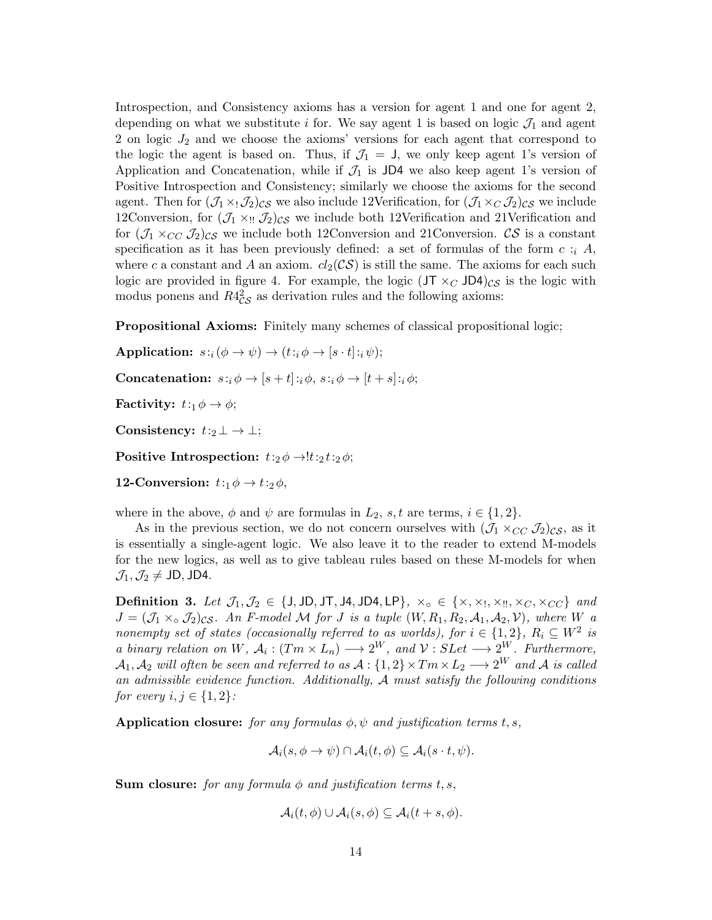Introspection, and Consistency axioms has a version for agent 1 and one for agent 2, depending on what we substitute $i$ for. We say agent 1 is based on logic $\mathcal{J}_1$ and agent 2 on logic $J_2$ and we choose the axioms' versions for each agent that correspond to the logic the agent is based on. Thus, if $\mathcal{J}_1 = \mathsf{J}$, we only keep agent 1's version of Application and Concatenation, while if $\mathcal{J}_1$ is $\mathsf{JD4}$ we also keep agent 1's version of Positive Introspection and Consistency; similarly we choose the axioms for the second agent. Then for $(\mathcal{J}_1 \times_! \mathcal{J}_2)_{\mathcal{CS}}$ we also include 12Verification, for $(\mathcal{J}_1 \times_C \mathcal{J}_2)_{\mathcal{CS}}$ we include 12Conversion, for $(\mathcal{J}_1 \times_{!!} \mathcal{J}_2)_{\mathcal{CS}}$ we include both 12Verification and 21Verification and for $(\mathcal{J}_1 \times_{CC} \mathcal{J}_2)_{\mathcal{CS}}$ we include both 12Conversion and 21Conversion. $\mathcal{CS}$ is a constant specification as it has been previously defined: a set of formulas of the form $c :_i A$, where $c$ a constant and $A$ an axiom. $cl_2(\mathcal{CS})$ is still the same. The axioms for each such logic are provided in figure 4. For example, the logic $(\mathsf{JT} \times_C \mathsf{JD4})_{\mathcal{CS}}$ is the logic with modus ponens and $R4^2_{\mathcal{CS}}$ as derivation rules and the following axioms:

**Propositional Axioms:** Finitely many schemes of classical propositional logic;

**Application:** $s :_i (\phi \to \psi) \to (t :_i \phi \to [s \cdot t] :_i \psi)$;

**Concatenation:** $s :_i \phi \to [s + t] :_i \phi$, $s :_i \phi \to [t + s] :_i \phi$;

**Factivity:** $t :_1 \phi \to \phi$;

**Consistency:** $t :_2 \bot \to \bot$;

**Positive Introspection:** $t :_2 \phi \to !t :_2 t :_2 \phi$;

**12-Conversion:** $t :_1 \phi \to t :_2 \phi$,

where in the above, $\phi$ and $\psi$ are formulas in $L_2$, $s, t$ are terms, $i \in \{1, 2\}$.

As in the previous section, we do not concern ourselves with $(\mathcal{J}_1 \times_{CC} \mathcal{J}_2)_{\mathcal{CS}}$, as it is essentially a single-agent logic. We also leave it to the reader to extend M-models for the new logics, as well as to give tableau rules based on these M-models for when $\mathcal{J}_1, \mathcal{J}_2 \neq \mathsf{JD}, \mathsf{JD4}$.

**Definition 3.** *Let $\mathcal{J}_1, \mathcal{J}_2 \in \{\mathsf{J}, \mathsf{JD}, \mathsf{JT}, \mathsf{J4}, \mathsf{JD4}, \mathsf{LP}\}$, $\times_\circ \in \{\times, \times_!, \times_{!!}, \times_C, \times_{CC}\}$ and $J = (\mathcal{J}_1 \times_\circ \mathcal{J}_2)_{\mathcal{CS}}$. An F-model $\mathcal{M}$ for $J$ is a tuple $(W, R_1, R_2, \mathcal{A}_1, \mathcal{A}_2, \mathcal{V})$, where $W$ a nonempty set of states (occasionally referred to as worlds), for $i \in \{1, 2\}$, $R_i \subseteq W^2$ is a binary relation on $W$, $\mathcal{A}_i : (Tm \times L_n) \longrightarrow 2^W$, and $\mathcal{V} : SLet \longrightarrow 2^W$. Furthermore, $\mathcal{A}_1, \mathcal{A}_2$ will often be seen and referred to as $\mathcal{A} : \{1, 2\} \times Tm \times L_2 \longrightarrow 2^W$ and $\mathcal{A}$ is called an admissible evidence function. Additionally, $\mathcal{A}$ must satisfy the following conditions for every $i, j \in \{1, 2\}$:*

**Application closure:** *for any formulas $\phi, \psi$ and justification terms $t, s$,*

$$\mathcal{A}_i(s, \phi \to \psi) \cap \mathcal{A}_i(t, \phi) \subseteq \mathcal{A}_i(s \cdot t, \psi).$$

**Sum closure:** *for any formula $\phi$ and justification terms $t, s$,*

$$\mathcal{A}_i(t, \phi) \cup \mathcal{A}_i(s, \phi) \subseteq \mathcal{A}_i(t + s, \phi).$$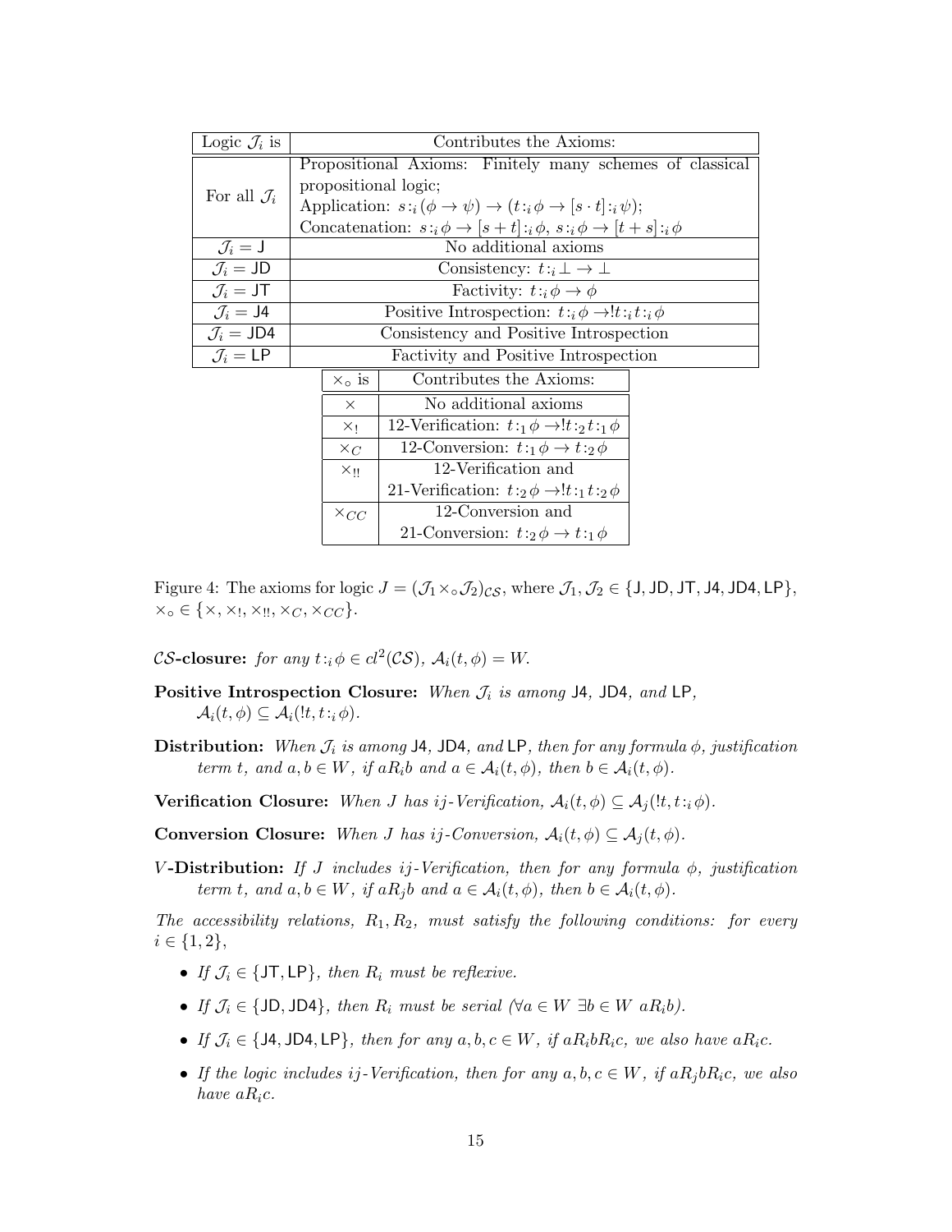| Logic $\mathcal{J}_i$ is | Contributes the Axioms: |
|---|---|
| For all $\mathcal{J}_i$ | Propositional Axioms: Finitely many schemes of classical propositional logic; Application: $s :_i (\phi \to \psi) \to (t :_i \phi \to [s \cdot t] :_i \psi)$; Concatenation: $s :_i \phi \to [s + t] :_i \phi$, $s :_i \phi \to [t + s] :_i \phi$ |
| $\mathcal{J}_i = \mathsf{J}$ | No additional axioms |
| $\mathcal{J}_i = \mathsf{JD}$ | Consistency: $t :_i \bot \to \bot$ |
| $\mathcal{J}_i = \mathsf{JT}$ | Factivity: $t :_i \phi \to \phi$ |
| $\mathcal{J}_i = \mathsf{J4}$ | Positive Introspection: $t :_i \phi \to !t :_i t :_i \phi$ |
| $\mathcal{J}_i = \mathsf{JD4}$ | Consistency and Positive Introspection |
| $\mathcal{J}_i = \mathsf{LP}$ | Factivity and Positive Introspection |

| $\times_\circ$ is | Contributes the Axioms: |
|---|---|
| $\times$ | No additional axioms |
| $\times_!$ | 12-Verification: $t :_1 \phi \to !t :_2 t :_1 \phi$ |
| $\times_C$ | 12-Conversion: $t :_1 \phi \to t :_2 \phi$ |
| $\times_{!!}$ | 12-Verification and 21-Verification: $t :_2 \phi \to !t :_1 t :_2 \phi$ |
| $\times_{CC}$ | 12-Conversion and 21-Conversion: $t :_2 \phi \to t :_1 \phi$ |

Figure 4: The axioms for logic $J = (\mathcal{J}_1 \times_\circ \mathcal{J}_2)_{\mathcal{CS}}$, where $\mathcal{J}_1, \mathcal{J}_2 \in \{\mathsf{J}, \mathsf{JD}, \mathsf{JT}, \mathsf{J4}, \mathsf{JD4}, \mathsf{LP}\}$, $\times_\circ \in \{\times, \times_!, \times_{!!}, \times_C, \times_{CC}\}$.

**$\mathcal{CS}$-closure:** *for any $t :_i \phi \in cl^2(\mathcal{CS})$, $\mathcal{A}_i(t, \phi) = W$.*

**Positive Introspection Closure:** *When $\mathcal{J}_i$ is among* J4*,* JD4*, and* LP*, $\mathcal{A}_i(t, \phi) \subseteq \mathcal{A}_i(!t, t :_i \phi)$.*

**Distribution:** *When $\mathcal{J}_i$ is among* J4*,* JD4*, and* LP*, then for any formula $\phi$, justification term $t$, and $a, b \in W$, if $aR_ib$ and $a \in \mathcal{A}_i(t, \phi)$, then $b \in \mathcal{A}_i(t, \phi)$.*

**Verification Closure:** *When $J$ has $ij$-Verification, $\mathcal{A}_i(t, \phi) \subseteq \mathcal{A}_j(!t, t :_i \phi)$.*

**Conversion Closure:** *When $J$ has $ij$-Conversion, $\mathcal{A}_i(t, \phi) \subseteq \mathcal{A}_j(t, \phi)$.*

**$V$-Distribution:** *If $J$ includes $ij$-Verification, then for any formula $\phi$, justification term $t$, and $a, b \in W$, if $aR_jb$ and $a \in \mathcal{A}_i(t, \phi)$, then $b \in \mathcal{A}_i(t, \phi)$.*

*The accessibility relations, $R_1, R_2$, must satisfy the following conditions: for every $i \in \{1, 2\}$,*

- *If $\mathcal{J}_i \in \{\mathsf{JT}, \mathsf{LP}\}$, then $R_i$ must be reflexive.*
- *If $\mathcal{J}_i \in \{\mathsf{JD}, \mathsf{JD4}\}$, then $R_i$ must be serial ($\forall a \in W\ \exists b \in W\ aR_ib$).*
- *If $\mathcal{J}_i \in \{\mathsf{J4}, \mathsf{JD4}, \mathsf{LP}\}$, then for any $a, b, c \in W$, if $aR_ibR_ic$, we also have $aR_ic$.*
- *If the logic includes $ij$-Verification, then for any $a, b, c \in W$, if $aR_jbR_ic$, we also have $aR_ic$.*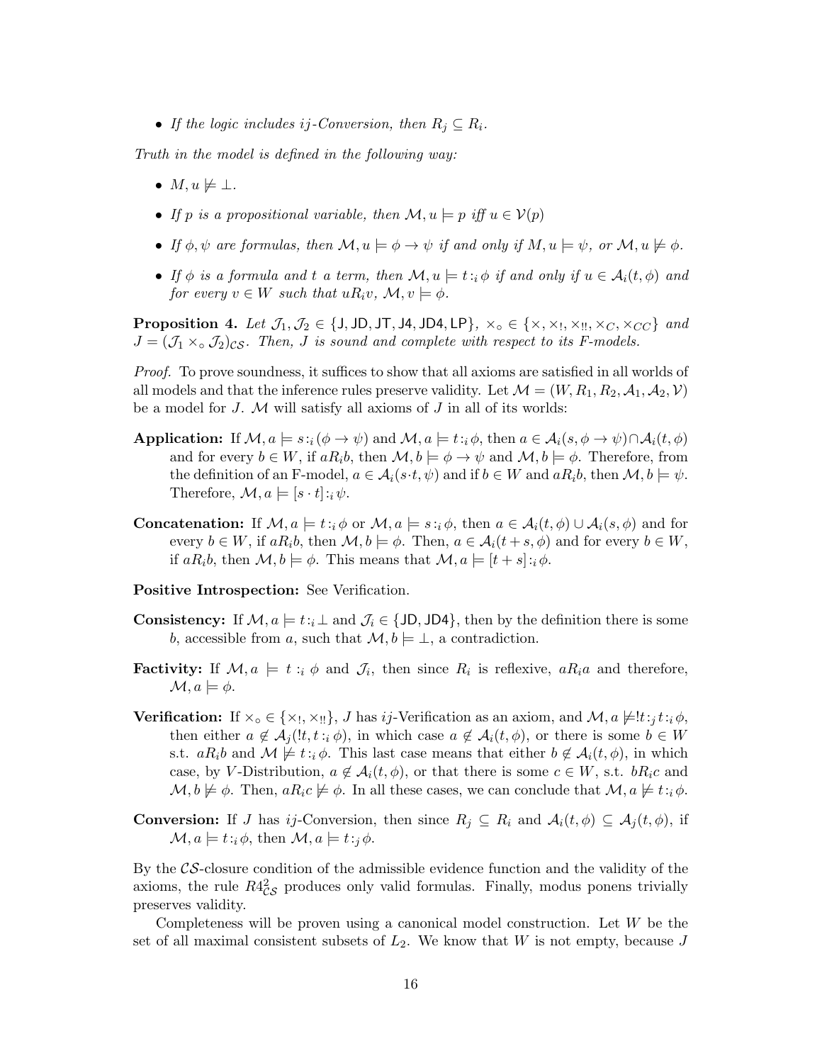- *If the logic includes ij-Conversion, then $R_j \subseteq R_i$.*

*Truth in the model is defined in the following way:*

- $M, u \not\models \bot$.
- *If $p$ is a propositional variable, then $\mathcal{M}, u \models p$ iff $u \in \mathcal{V}(p)$*
- *If $\phi, \psi$ are formulas, then $\mathcal{M}, u \models \phi \rightarrow \psi$ if and only if $M, u \models \psi$, or $\mathcal{M}, u \not\models \phi$.*
- *If $\phi$ is a formula and $t$ a term, then $\mathcal{M}, u \models t :_i \phi$ if and only if $u \in \mathcal{A}_i(t, \phi)$ and for every $v \in W$ such that $uR_iv$, $\mathcal{M}, v \models \phi$.*

**Proposition 4.** *Let $\mathcal{J}_1, \mathcal{J}_2 \in \{\mathsf{J}, \mathsf{JD}, \mathsf{JT}, \mathsf{J4}, \mathsf{JD4}, \mathsf{LP}\}$, $\times_\circ \in \{\times, \times_!, \times_{!!}, \times_C, \times_{CC}\}$ and $J = (\mathcal{J}_1 \times_\circ \mathcal{J}_2)_{\mathcal{CS}}$. Then, $J$ is sound and complete with respect to its F-models.*

*Proof.* To prove soundness, it suffices to show that all axioms are satisfied in all worlds of all models and that the inference rules preserve validity. Let $\mathcal{M} = (W, R_1, R_2, \mathcal{A}_1, \mathcal{A}_2, \mathcal{V})$ be a model for $J$. $\mathcal{M}$ will satisfy all axioms of $J$ in all of its worlds:

**Application:** If $\mathcal{M}, a \models s :_i (\phi \rightarrow \psi)$ and $\mathcal{M}, a \models t :_i \phi$, then $a \in \mathcal{A}_i(s, \phi \rightarrow \psi) \cap \mathcal{A}_i(t, \phi)$ and for every $b \in W$, if $aR_ib$, then $\mathcal{M}, b \models \phi \rightarrow \psi$ and $\mathcal{M}, b \models \phi$. Therefore, from the definition of an F-model, $a \in \mathcal{A}_i(s \cdot t, \psi)$ and if $b \in W$ and $aR_ib$, then $\mathcal{M}, b \models \psi$. Therefore, $\mathcal{M}, a \models [s \cdot t] :_i \psi$.

**Concatenation:** If $\mathcal{M}, a \models t :_i \phi$ or $\mathcal{M}, a \models s :_i \phi$, then $a \in \mathcal{A}_i(t, \phi) \cup \mathcal{A}_i(s, \phi)$ and for every $b \in W$, if $aR_ib$, then $\mathcal{M}, b \models \phi$. Then, $a \in \mathcal{A}_i(t + s, \phi)$ and for every $b \in W$, if $aR_ib$, then $\mathcal{M}, b \models \phi$. This means that $\mathcal{M}, a \models [t + s] :_i \phi$.

**Positive Introspection:** See Verification.

**Consistency:** If $\mathcal{M}, a \models t :_i \bot$ and $\mathcal{J}_i \in \{\mathsf{JD}, \mathsf{JD4}\}$, then by the definition there is some $b$, accessible from $a$, such that $\mathcal{M}, b \models \bot$, a contradiction.

**Factivity:** If $\mathcal{M}, a \models t :_i \phi$ and $\mathcal{J}_i$, then since $R_i$ is reflexive, $aR_ia$ and therefore, $\mathcal{M}, a \models \phi$.

**Verification:** If $\times_\circ \in \{\times_!, \times_{!!}\}$, $J$ has $ij$-Verification as an axiom, and $\mathcal{M}, a \not\models !t :_j t :_i \phi$, then either $a \notin \mathcal{A}_j(!t, t :_i \phi)$, in which case $a \notin \mathcal{A}_i(t, \phi)$, or there is some $b \in W$ s.t. $aR_ib$ and $\mathcal{M} \not\models t :_i \phi$. This last case means that either $b \notin \mathcal{A}_i(t, \phi)$, in which case, by $V$-Distribution, $a \notin \mathcal{A}_i(t, \phi)$, or that there is some $c \in W$, s.t. $bR_ic$ and $\mathcal{M}, b \not\models \phi$. Then, $aR_ic \not\models \phi$. In all these cases, we can conclude that $\mathcal{M}, a \not\models t :_i \phi$.

**Conversion:** If $J$ has $ij$-Conversion, then since $R_j \subseteq R_i$ and $\mathcal{A}_i(t, \phi) \subseteq \mathcal{A}_j(t, \phi)$, if $\mathcal{M}, a \models t :_i \phi$, then $\mathcal{M}, a \models t :_j \phi$.

By the $\mathcal{CS}$-closure condition of the admissible evidence function and the validity of the axioms, the rule $R4^2_{\mathcal{CS}}$ produces only valid formulas. Finally, modus ponens trivially preserves validity.

Completeness will be proven using a canonical model construction. Let $W$ be the set of all maximal consistent subsets of $L_2$. We know that $W$ is not empty, because $J$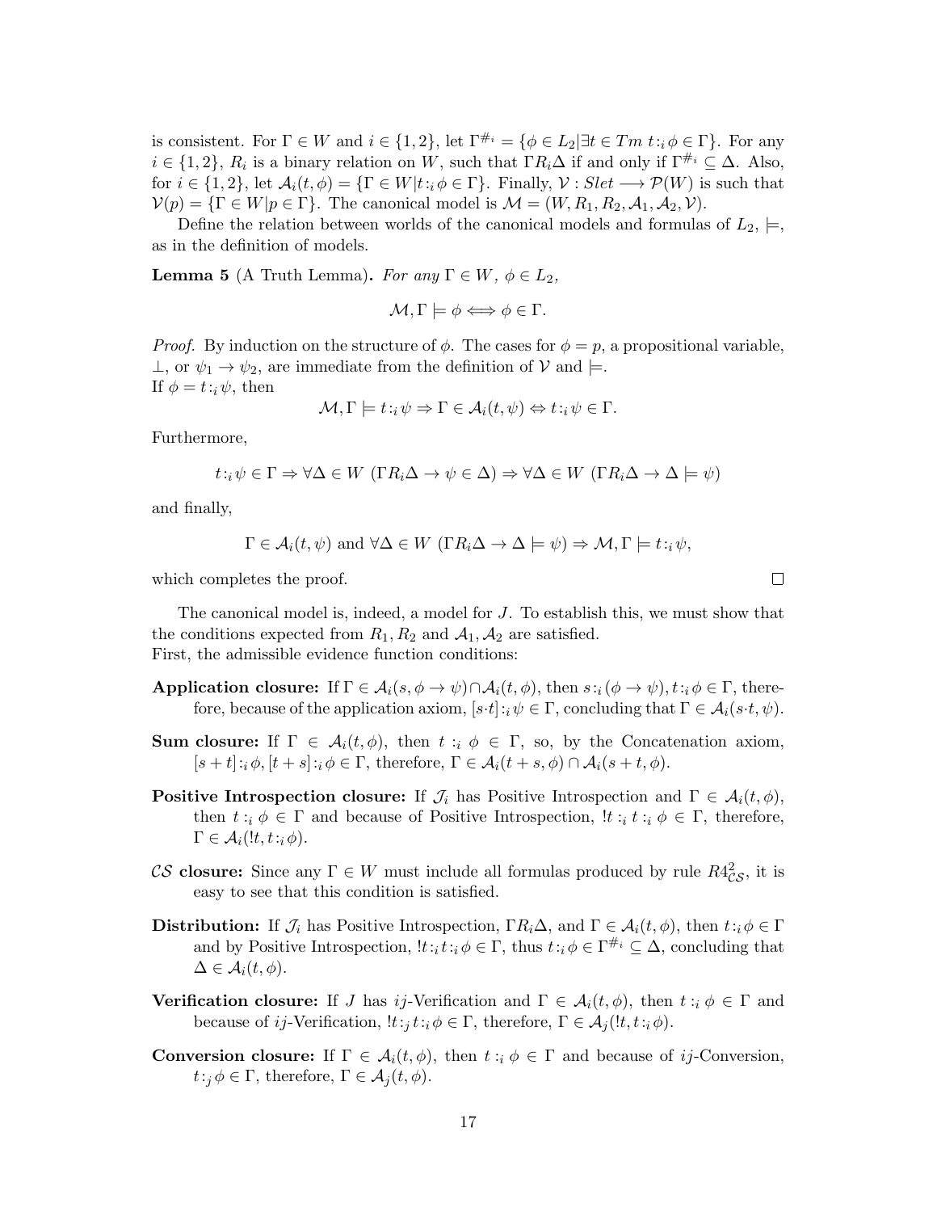is consistent. For $\Gamma \in W$ and $i \in \{1,2\}$, let $\Gamma^{\#_i} = \{\phi \in L_2 | \exists t \in Tm\ t :_i \phi \in \Gamma\}$. For any $i \in \{1,2\}$, $R_i$ is a binary relation on $W$, such that $\Gamma R_i \Delta$ if and only if $\Gamma^{\#_i} \subseteq \Delta$. Also, for $i \in \{1,2\}$, let $\mathcal{A}_i(t,\phi) = \{\Gamma \in W | t :_i \phi \in \Gamma\}$. Finally, $\mathcal{V} : Slet \longrightarrow \mathcal{P}(W)$ is such that $\mathcal{V}(p) = \{\Gamma \in W | p \in \Gamma\}$. The canonical model is $\mathcal{M} = (W, R_1, R_2, \mathcal{A}_1, \mathcal{A}_2, \mathcal{V})$.

Define the relation between worlds of the canonical models and formulas of $L_2$, $\models$, as in the definition of models.

**Lemma 5** (A Truth Lemma)**.** *For any $\Gamma \in W$, $\phi \in L_2$,*

$$\mathcal{M}, \Gamma \models \phi \Longleftrightarrow \phi \in \Gamma.$$

*Proof.* By induction on the structure of $\phi$. The cases for $\phi = p$, a propositional variable, $\perp$, or $\psi_1 \to \psi_2$, are immediate from the definition of $\mathcal{V}$ and $\models$.
If $\phi = t :_i \psi$, then

$$\mathcal{M}, \Gamma \models t :_i \psi \Rightarrow \Gamma \in \mathcal{A}_i(t,\psi) \Leftrightarrow t :_i \psi \in \Gamma.$$

Furthermore,

$$t :_i \psi \in \Gamma \Rightarrow \forall \Delta \in W\ (\Gamma R_i \Delta \to \psi \in \Delta) \Rightarrow \forall \Delta \in W\ (\Gamma R_i \Delta \to \Delta \models \psi)$$

and finally,

$$\Gamma \in \mathcal{A}_i(t,\psi) \text{ and } \forall \Delta \in W\ (\Gamma R_i \Delta \to \Delta \models \psi) \Rightarrow \mathcal{M}, \Gamma \models t :_i \psi,$$

which completes the proof. □

The canonical model is, indeed, a model for $J$. To establish this, we must show that the conditions expected from $R_1, R_2$ and $\mathcal{A}_1, \mathcal{A}_2$ are satisfied.
First, the admissible evidence function conditions:

**Application closure:** If $\Gamma \in \mathcal{A}_i(s, \phi \to \psi) \cap \mathcal{A}_i(t,\phi)$, then $s :_i (\phi \to \psi), t :_i \phi \in \Gamma$, therefore, because of the application axiom, $[s \cdot t] :_i \psi \in \Gamma$, concluding that $\Gamma \in \mathcal{A}_i(s \cdot t, \psi)$.

**Sum closure:** If $\Gamma \in \mathcal{A}_i(t,\phi)$, then $t :_i \phi \in \Gamma$, so, by the Concatenation axiom, $[s+t] :_i \phi, [t+s] :_i \phi \in \Gamma$, therefore, $\Gamma \in \mathcal{A}_i(t+s,\phi) \cap \mathcal{A}_i(s+t,\phi)$.

**Positive Introspection closure:** If $\mathcal{J}_i$ has Positive Introspection and $\Gamma \in \mathcal{A}_i(t,\phi)$, then $t :_i \phi \in \Gamma$ and because of Positive Introspection, $!t :_i t :_i \phi \in \Gamma$, therefore, $\Gamma \in \mathcal{A}_i(!t, t :_i \phi)$.

**$\mathcal{CS}$ closure:** Since any $\Gamma \in W$ must include all formulas produced by rule $R4^2_{\mathcal{CS}}$, it is easy to see that this condition is satisfied.

**Distribution:** If $\mathcal{J}_i$ has Positive Introspection, $\Gamma R_i \Delta$, and $\Gamma \in \mathcal{A}_i(t,\phi)$, then $t :_i \phi \in \Gamma$ and by Positive Introspection, $!t :_i t :_i \phi \in \Gamma$, thus $t :_i \phi \in \Gamma^{\#_i} \subseteq \Delta$, concluding that $\Delta \in \mathcal{A}_i(t,\phi)$.

**Verification closure:** If $J$ has $ij$-Verification and $\Gamma \in \mathcal{A}_i(t,\phi)$, then $t :_i \phi \in \Gamma$ and because of $ij$-Verification, $!t :_j t :_i \phi \in \Gamma$, therefore, $\Gamma \in \mathcal{A}_j(!t, t :_i \phi)$.

**Conversion closure:** If $\Gamma \in \mathcal{A}_i(t,\phi)$, then $t :_i \phi \in \Gamma$ and because of $ij$-Conversion, $t :_j \phi \in \Gamma$, therefore, $\Gamma \in \mathcal{A}_j(t,\phi)$.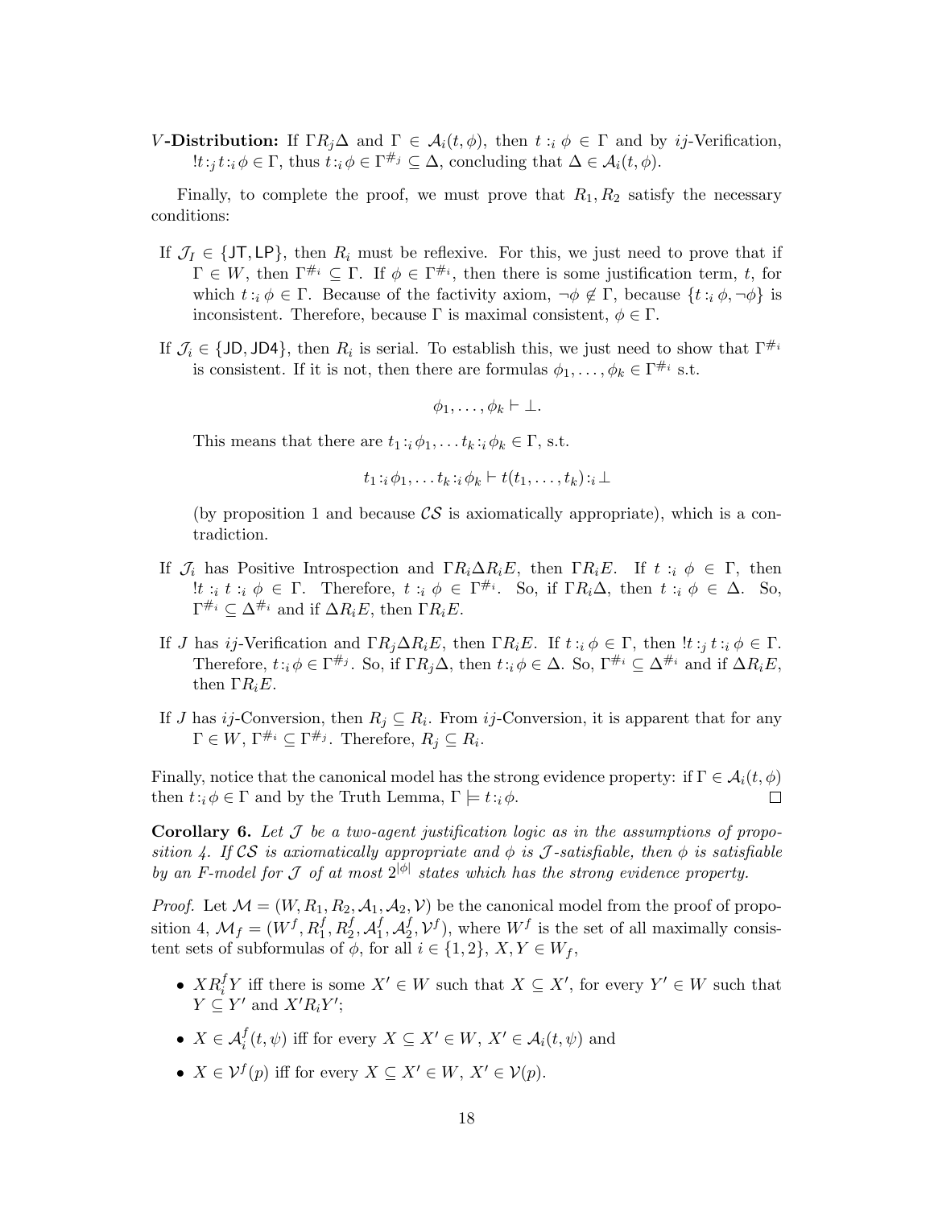**$V$-Distribution:** If $\Gamma R_j \Delta$ and $\Gamma \in \mathcal{A}_i(t,\phi)$, then $t:_i \phi \in \Gamma$ and by $ij$-Verification, $!t:_j t:_i \phi \in \Gamma$, thus $t:_i \phi \in \Gamma^{\#_j} \subseteq \Delta$, concluding that $\Delta \in \mathcal{A}_i(t,\phi)$.

Finally, to complete the proof, we must prove that $R_1, R_2$ satisfy the necessary conditions:

- If $\mathcal{J}_I \in \{\mathsf{JT}, \mathsf{LP}\}$, then $R_i$ must be reflexive. For this, we just need to prove that if $\Gamma \in W$, then $\Gamma^{\#_i} \subseteq \Gamma$. If $\phi \in \Gamma^{\#_i}$, then there is some justification term, $t$, for which $t:_i \phi \in \Gamma$. Because of the factivity axiom, $\neg\phi \notin \Gamma$, because $\{t:_i \phi, \neg\phi\}$ is inconsistent. Therefore, because $\Gamma$ is maximal consistent, $\phi \in \Gamma$.

- If $\mathcal{J}_i \in \{\mathsf{JD}, \mathsf{JD4}\}$, then $R_i$ is serial. To establish this, we just need to show that $\Gamma^{\#_i}$ is consistent. If it is not, then there are formulas $\phi_1, \ldots, \phi_k \in \Gamma^{\#_i}$ s.t.

  $$\phi_1, \ldots, \phi_k \vdash \bot.$$

  This means that there are $t_1 :_i \phi_1, \ldots t_k :_i \phi_k \in \Gamma$, s.t.

  $$t_1 :_i \phi_1, \ldots t_k :_i \phi_k \vdash t(t_1, \ldots, t_k) :_i \bot$$

  (by proposition 1 and because $\mathcal{CS}$ is axiomatically appropriate), which is a contradiction.

- If $\mathcal{J}_i$ has Positive Introspection and $\Gamma R_i \Delta R_i E$, then $\Gamma R_i E$. If $t :_i \phi \in \Gamma$, then $!t :_i t :_i \phi \in \Gamma$. Therefore, $t :_i \phi \in \Gamma^{\#_i}$. So, if $\Gamma R_i \Delta$, then $t :_i \phi \in \Delta$. So, $\Gamma^{\#_i} \subseteq \Delta^{\#_i}$ and if $\Delta R_i E$, then $\Gamma R_i E$.

- If $J$ has $ij$-Verification and $\Gamma R_j \Delta R_i E$, then $\Gamma R_i E$. If $t:_i \phi \in \Gamma$, then $!t:_j t:_i \phi \in \Gamma$. Therefore, $t:_i \phi \in \Gamma^{\#_j}$. So, if $\Gamma R_j \Delta$, then $t:_i \phi \in \Delta$. So, $\Gamma^{\#_i} \subseteq \Delta^{\#_i}$ and if $\Delta R_i E$, then $\Gamma R_i E$.

- If $J$ has $ij$-Conversion, then $R_j \subseteq R_i$. From $ij$-Conversion, it is apparent that for any $\Gamma \in W$, $\Gamma^{\#_i} \subseteq \Gamma^{\#_j}$. Therefore, $R_j \subseteq R_i$.

Finally, notice that the canonical model has the strong evidence property: if $\Gamma \in \mathcal{A}_i(t,\phi)$ then $t:_i \phi \in \Gamma$ and by the Truth Lemma, $\Gamma \models t:_i \phi$. $\square$

**Corollary 6.** *Let $\mathcal{J}$ be a two-agent justification logic as in the assumptions of proposition 4. If $\mathcal{CS}$ is axiomatically appropriate and $\phi$ is $\mathcal{J}$-satisfiable, then $\phi$ is satisfiable by an F-model for $\mathcal{J}$ of at most $2^{|\phi|}$ states which has the strong evidence property.*

*Proof.* Let $\mathcal{M} = (W, R_1, R_2, \mathcal{A}_1, \mathcal{A}_2, \mathcal{V})$ be the canonical model from the proof of proposition 4, $\mathcal{M}_f = (W^f, R_1^f, R_2^f, \mathcal{A}_1^f, \mathcal{A}_2^f, \mathcal{V}^f)$, where $W^f$ is the set of all maximally consistent sets of subformulas of $\phi$, for all $i \in \{1,2\}$, $X, Y \in W_f$,

- $X R_i^f Y$ iff there is some $X' \in W$ such that $X \subseteq X'$, for every $Y' \in W$ such that $Y \subseteq Y'$ and $X' R_i Y'$;
- $X \in \mathcal{A}_i^f(t,\psi)$ iff for every $X \subseteq X' \in W$, $X' \in \mathcal{A}_i(t,\psi)$ and
- $X \in \mathcal{V}^f(p)$ iff for every $X \subseteq X' \in W$, $X' \in \mathcal{V}(p)$.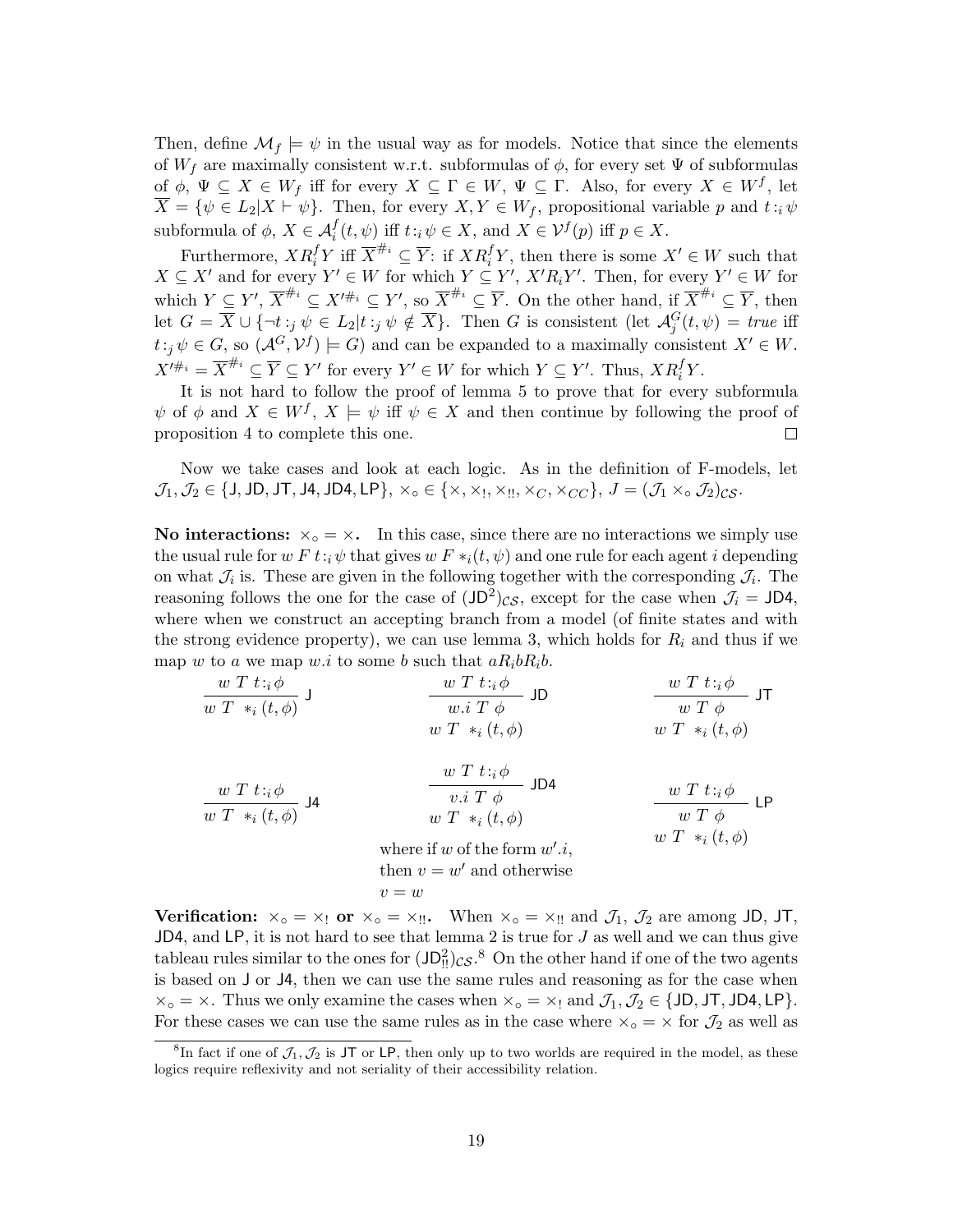Then, define $\mathcal{M}_f \models \psi$ in the usual way as for models. Notice that since the elements of $W_f$ are maximally consistent w.r.t. subformulas of $\phi$, for every set $\Psi$ of subformulas of $\phi$, $\Psi \subseteq X \in W_f$ iff for every $X \subseteq \Gamma \in W$, $\Psi \subseteq \Gamma$. Also, for every $X \in W^f$, let $\overline{X} = \{\psi \in L_2 | X \vdash \psi\}$. Then, for every $X, Y \in W_f$, propositional variable $p$ and $t :_i \psi$ subformula of $\phi$, $X \in \mathcal{A}_i^f(t, \psi)$ iff $t :_i \psi \in X$, and $X \in \mathcal{V}^f(p)$ iff $p \in X$.

Furthermore, $XR_i^fY$ iff $\overline{X}^{\#_i} \subseteq \overline{Y}$: if $XR_i^fY$, then there is some $X' \in W$ such that $X \subseteq X'$ and for every $Y' \in W$ for which $Y \subseteq Y'$, $X'R_iY'$. Then, for every $Y' \in W$ for which $Y \subseteq Y'$, $\overline{X}^{\#_i} \subseteq X'^{\#_i} \subseteq Y'$, so $\overline{X}^{\#_i} \subseteq \overline{Y}$. On the other hand, if $\overline{X}^{\#_i} \subseteq \overline{Y}$, then let $G = \overline{X} \cup \{\neg t :_j \psi \in L_2 | t :_j \psi \notin \overline{X}\}$. Then $G$ is consistent (let $\mathcal{A}_j^G(t, \psi) = \mathit{true}$ iff $t :_j \psi \in G$, so $(\mathcal{A}^G, \mathcal{V}^f) \models G$) and can be expanded to a maximally consistent $X' \in W$. $X'^{\#_i} = \overline{X}^{\#_i} \subseteq \overline{Y} \subseteq Y'$ for every $Y' \in W$ for which $Y \subseteq Y'$. Thus, $XR_i^fY$.

It is not hard to follow the proof of lemma 5 to prove that for every subformula $\psi$ of $\phi$ and $X \in W^f$, $X \models \psi$ iff $\psi \in X$ and then continue by following the proof of proposition 4 to complete this one. □

Now we take cases and look at each logic. As in the definition of F-models, let $\mathcal{J}_1, \mathcal{J}_2 \in \{\mathsf{J}, \mathsf{JD}, \mathsf{JT}, \mathsf{J4}, \mathsf{JD4}, \mathsf{LP}\}$, $\times_\circ \in \{\times, \times_!, \times_{!!}, \times_C, \times_{CC}\}$, $J = (\mathcal{J}_1 \times_\circ \mathcal{J}_2)_{\mathcal{CS}}$.

**No interactions:** $\times_\circ = \times$**.** In this case, since there are no interactions we simply use the usual rule for $w\ F\ t :_i \psi$ that gives $w\ F\ *_i(t, \psi)$ and one rule for each agent $i$ depending on what $\mathcal{J}_i$ is. These are given in the following together with the corresponding $\mathcal{J}_i$. The reasoning follows the one for the case of $(\mathsf{JD}^2)_{\mathcal{CS}}$, except for the case when $\mathcal{J}_i = \mathsf{JD4}$, where when we construct an accepting branch from a model (of finite states and with the strong evidence property), we can use lemma 3, which holds for $R_i$ and thus if we map $w$ to $a$ we map $w.i$ to some $b$ such that $aR_ibR_ib$.

$$\frac{w\ T\ t :_i \phi}{w\ T\ \ *_i(t, \phi)}\ \mathsf{J} \qquad \frac{w\ T\ t :_i \phi}{\begin{array}{c} w.i\ T\ \phi \\ w\ T\ \ *_i(t, \phi) \end{array}}\ \mathsf{JD} \qquad \frac{w\ T\ t :_i \phi}{\begin{array}{c} w\ T\ \phi \\ w\ T\ \ *_i(t, \phi) \end{array}}\ \mathsf{JT}$$

$$\frac{w\ T\ t :_i \phi}{w\ T\ \ *_i(t, \phi)}\ \mathsf{J4} \qquad \frac{w\ T\ t :_i \phi}{\begin{array}{c} v.i\ T\ \phi \\ w\ T\ \ *_i(t, \phi) \end{array}}\ \mathsf{JD4} \qquad \frac{w\ T\ t :_i \phi}{\begin{array}{c} w\ T\ \phi \\ w\ T\ \ *_i(t, \phi) \end{array}}\ \mathsf{LP}$$

where if $w$ of the form $w'.i$, then $v = w'$ and otherwise $v = w$

**Verification:** $\times_\circ = \times_!$ **or** $\times_\circ = \times_{!!}$**.** When $\times_\circ = \times_{!!}$ and $\mathcal{J}_1, \mathcal{J}_2$ are among $\mathsf{JD}$, $\mathsf{JT}$, $\mathsf{JD4}$, and $\mathsf{LP}$, it is not hard to see that lemma 2 is true for $J$ as well and we can thus give tableau rules similar to the ones for $(\mathsf{JD}^2_{!!})_{\mathcal{CS}}$.[8] On the other hand if one of the two agents is based on $\mathsf{J}$ or $\mathsf{J4}$, then we can use the same rules and reasoning as for the case when $\times_\circ = \times$. Thus we only examine the cases when $\times_\circ = \times_!$ and $\mathcal{J}_1, \mathcal{J}_2 \in \{\mathsf{JD}, \mathsf{JT}, \mathsf{JD4}, \mathsf{LP}\}$. For these cases we can use the same rules as in the case where $\times_\circ = \times$ for $\mathcal{J}_2$ as well as

[8] In fact if one of $\mathcal{J}_1, \mathcal{J}_2$ is $\mathsf{JT}$ or $\mathsf{LP}$, then only up to two worlds are required in the model, as these logics require reflexivity and not seriality of their accessibility relation.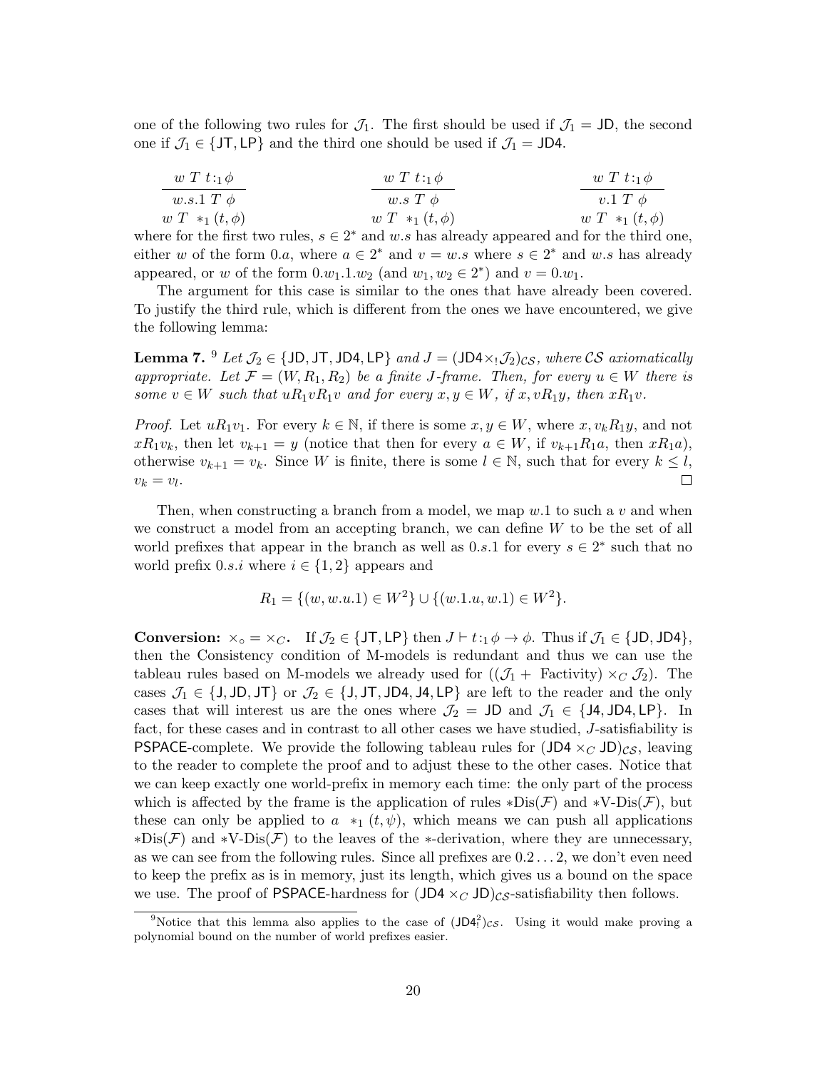one of the following two rules for $\mathcal{J}_1$. The first should be used if $\mathcal{J}_1 = \mathsf{JD}$, the second one if $\mathcal{J}_1 \in \{\mathsf{JT}, \mathsf{LP}\}$ and the third one should be used if $\mathcal{J}_1 = \mathsf{JD4}$.

$$\frac{w\ T\ t{:}_1\,\phi}{\begin{array}{c} w.s.1\ T\ \phi \\ w\ T\ \ast_1(t,\phi) \end{array}} \qquad \frac{w\ T\ t{:}_1\,\phi}{\begin{array}{c} w.s\ T\ \phi \\ w\ T\ \ast_1(t,\phi) \end{array}} \qquad \frac{w\ T\ t{:}_1\,\phi}{\begin{array}{c} v.1\ T\ \phi \\ w\ T\ \ast_1(t,\phi) \end{array}}$$

where for the first two rules, $s \in 2^*$ and $w.s$ has already appeared and for the third one, either $w$ of the form $0.a$, where $a \in 2^*$ and $v = w.s$ where $s \in 2^*$ and $w.s$ has already appeared, or $w$ of the form $0.w_1.1.w_2$ (and $w_1, w_2 \in 2^*$) and $v = 0.w_1$.

The argument for this case is similar to the ones that have already been covered. To justify the third rule, which is different from the ones we have encountered, we give the following lemma:

**Lemma 7.** [9] *Let $\mathcal{J}_2 \in \{\mathsf{JD}, \mathsf{JT}, \mathsf{JD4}, \mathsf{LP}\}$ and $J = (\mathsf{JD4} \times_! \mathcal{J}_2)_{\mathcal{CS}}$, where $\mathcal{CS}$ axiomatically appropriate. Let $\mathcal{F} = (W, R_1, R_2)$ be a finite $J$-frame. Then, for every $u \in W$ there is some $v \in W$ such that $uR_1vR_1v$ and for every $x, y \in W$, if $x, vR_1y$, then $xR_1v$.*

*Proof.* Let $uR_1v_1$. For every $k \in \mathbb{N}$, if there is some $x, y \in W$, where $x, v_kR_1y$, and not $xR_1v_k$, then let $v_{k+1} = y$ (notice that then for every $a \in W$, if $v_{k+1}R_1a$, then $xR_1a$), otherwise $v_{k+1} = v_k$. Since $W$ is finite, there is some $l \in \mathbb{N}$, such that for every $k \leq l$, $v_k = v_l$. □

Then, when constructing a branch from a model, we map $w.1$ to such a $v$ and when we construct a model from an accepting branch, we can define $W$ to be the set of all world prefixes that appear in the branch as well as $0.s.1$ for every $s \in 2^*$ such that no world prefix $0.s.i$ where $i \in \{1, 2\}$ appears and

$$R_1 = \{(w, w.u.1) \in W^2\} \cup \{(w.1.u, w.1) \in W^2\}.$$

**Conversion:** $\times_\circ = \times_C$. If $\mathcal{J}_2 \in \{\mathsf{JT}, \mathsf{LP}\}$ then $J \vdash t{:}_1\,\phi \rightarrow \phi$. Thus if $\mathcal{J}_1 \in \{\mathsf{JD}, \mathsf{JD4}\}$, then the Consistency condition of M-models is redundant and thus we can use the tableau rules based on M-models we already used for $((\mathcal{J}_1 +$ Factivity$) \times_C \mathcal{J}_2)$. The cases $\mathcal{J}_1 \in \{\mathsf{J}, \mathsf{JD}, \mathsf{JT}\}$ or $\mathcal{J}_2 \in \{\mathsf{J}, \mathsf{JT}, \mathsf{JD4}, \mathsf{J4}, \mathsf{LP}\}$ are left to the reader and the only cases that will interest us are the ones where $\mathcal{J}_2 = \mathsf{JD}$ and $\mathcal{J}_1 \in \{\mathsf{J4}, \mathsf{JD4}, \mathsf{LP}\}$. In fact, for these cases and in contrast to all other cases we have studied, $J$-satisfiability is $\mathsf{PSPACE}$-complete. We provide the following tableau rules for $(\mathsf{JD4} \times_C \mathsf{JD})_{\mathcal{CS}}$, leaving to the reader to complete the proof and to adjust these to the other cases. Notice that we can keep exactly one world-prefix in memory each time: the only part of the process which is affected by the frame is the application of rules $\ast$Dis($\mathcal{F}$) and $\ast$V-Dis($\mathcal{F}$), but these can only be applied to $a\ \ast_1(t,\psi)$, which means we can push all applications $\ast$Dis($\mathcal{F}$) and $\ast$V-Dis($\mathcal{F}$) to the leaves of the $\ast$-derivation, where they are unnecessary, as we can see from the following rules. Since all prefixes are $0.2\ldots2$, we don't even need to keep the prefix as is in memory, just its length, which gives us a bound on the space we use. The proof of $\mathsf{PSPACE}$-hardness for $(\mathsf{JD4} \times_C \mathsf{JD})_{\mathcal{CS}}$-satisfiability then follows.

[9] Notice that this lemma also applies to the case of $(\mathsf{JD4}^2_!)_{\mathcal{CS}}$. Using it would make proving a polynomial bound on the number of world prefixes easier.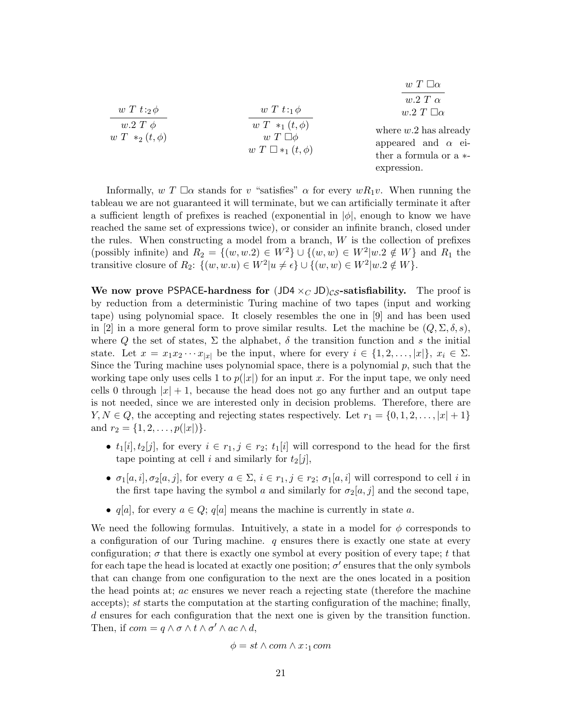$$\frac{w\ T\ t{:_2}\phi}{\begin{array}{c} w.2\ T\ \phi \\ w\ T\ *_2(t,\phi) \end{array}}$$

$$\frac{w\ T\ t{:_1}\phi}{\begin{array}{c} w\ T\ *_1(t,\phi) \\ w\ T\ \Box\phi \\ w\ T\ \Box *_1(t,\phi) \end{array}}$$

$$\frac{w\ T\ \Box\alpha}{\begin{array}{c} w.2\ T\ \alpha \\ w.2\ T\ \Box\alpha \end{array}}$$

where $w.2$ has already appeared and $\alpha$ either a formula or a $*$-expression.

Informally, $w\ T\ \Box\alpha$ stands for $v$ "satisfies" $\alpha$ for every $wR_1v$. When running the tableau we are not guaranteed it will terminate, but we can artificially terminate it after a sufficient length of prefixes is reached (exponential in $|\phi|$, enough to know we have reached the same set of expressions twice), or consider an infinite branch, closed under the rules. When constructing a model from a branch, $W$ is the collection of prefixes (possibly infinite) and $R_2 = \{(w, w.2) \in W^2\} \cup \{(w, w) \in W^2 | w.2 \notin W\}$ and $R_1$ the transitive closure of $R_2$: $\{(w, w.u) \in W^2 | u \neq \epsilon\} \cup \{(w, w) \in W^2 | w.2 \notin W\}$.

**We now prove PSPACE-hardness for $(\mathsf{JD4} \times_C \mathsf{JD})_{\mathcal{CS}}$-satisfiability.** The proof is by reduction from a deterministic Turing machine of two tapes (input and working tape) using polynomial space. It closely resembles the one in [9] and has been used in [2] in a more general form to prove similar results. Let the machine be $(Q, \Sigma, \delta, s)$, where $Q$ the set of states, $\Sigma$ the alphabet, $\delta$ the transition function and $s$ the initial state. Let $x = x_1x_2\cdots x_{|x|}$ be the input, where for every $i \in \{1, 2, \ldots, |x|\}$, $x_i \in \Sigma$. Since the Turing machine uses polynomial space, there is a polynomial $p$, such that the working tape only uses cells 1 to $p(|x|)$ for an input $x$. For the input tape, we only need cells 0 through $|x| + 1$, because the head does not go any further and an output tape is not needed, since we are interested only in decision problems. Therefore, there are $Y, N \in Q$, the accepting and rejecting states respectively. Let $r_1 = \{0, 1, 2, \ldots, |x| + 1\}$ and $r_2 = \{1, 2, \ldots, p(|x|)\}$.

- $t_1[i], t_2[j]$, for every $i \in r_1, j \in r_2$; $t_1[i]$ will correspond to the head for the first tape pointing at cell $i$ and similarly for $t_2[j]$,
- $\sigma_1[a, i], \sigma_2[a, j]$, for every $a \in \Sigma$, $i \in r_1, j \in r_2$; $\sigma_1[a, i]$ will correspond to cell $i$ in the first tape having the symbol $a$ and similarly for $\sigma_2[a, j]$ and the second tape,
- $q[a]$, for every $a \in Q$; $q[a]$ means the machine is currently in state $a$.

We need the following formulas. Intuitively, a state in a model for $\phi$ corresponds to a configuration of our Turing machine. $q$ ensures there is exactly one state at every configuration; $\sigma$ that there is exactly one symbol at every position of every tape; $t$ that for each tape the head is located at exactly one position; $\sigma'$ ensures that the only symbols that can change from one configuration to the next are the ones located in a position the head points at; $ac$ ensures we never reach a rejecting state (therefore the machine accepts); $st$ starts the computation at the starting configuration of the machine; finally, $d$ ensures for each configuration that the next one is given by the transition function. Then, if $com = q \wedge \sigma \wedge t \wedge \sigma' \wedge ac \wedge d$,

$$\phi = st \wedge com \wedge x{:_1} com$$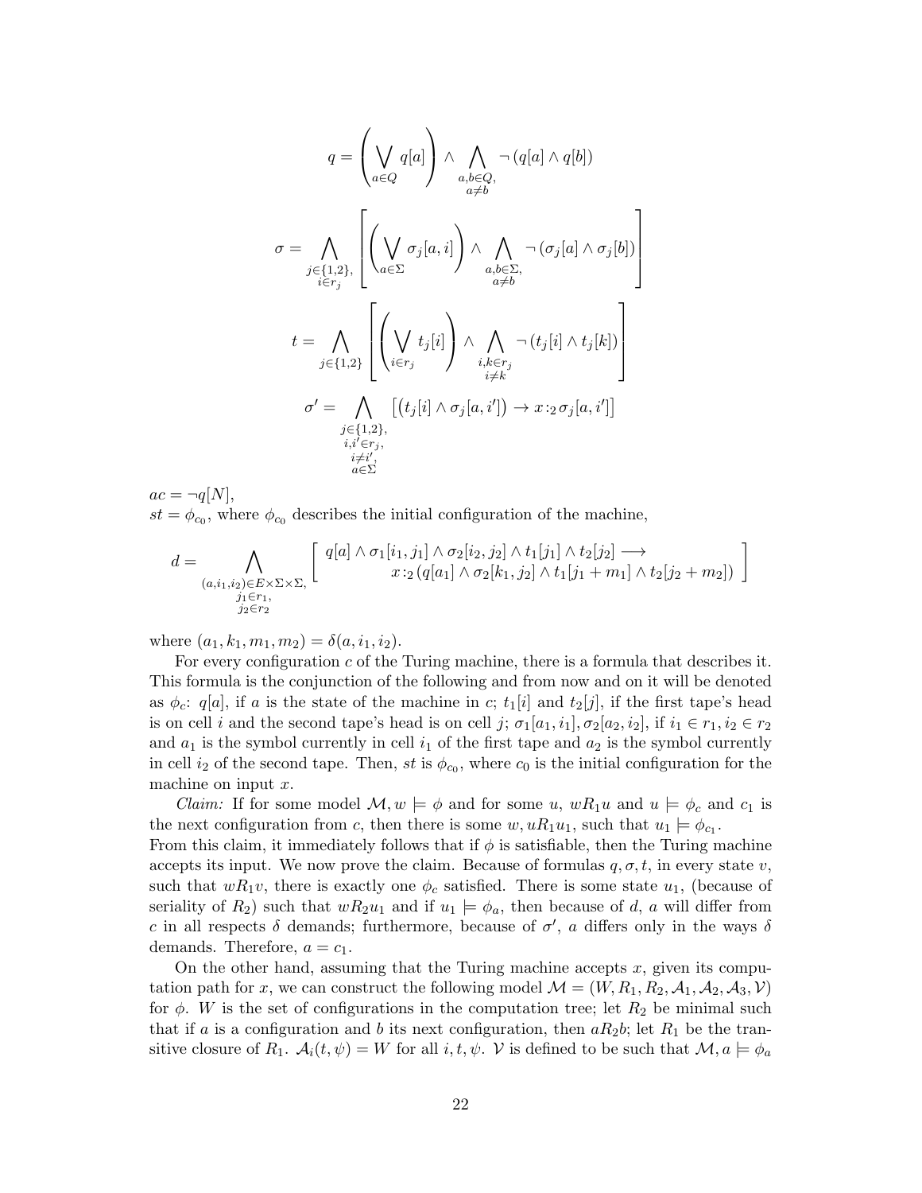$$q = \left( \bigvee_{a \in Q} q[a] \right) \wedge \bigwedge_{\substack{a,b \in Q, \\ a \neq b}} \neg \left( q[a] \wedge q[b] \right)$$

$$\sigma = \bigwedge_{\substack{j \in \{1,2\}, \\ i \in r_j}} \left[ \left( \bigvee_{a \in \Sigma} \sigma_j[a,i] \right) \wedge \bigwedge_{\substack{a,b \in \Sigma, \\ a \neq b}} \neg \left( \sigma_j[a] \wedge \sigma_j[b] \right) \right]$$

$$t = \bigwedge_{j \in \{1,2\}} \left[ \left( \bigvee_{i \in r_j} t_j[i] \right) \wedge \bigwedge_{\substack{i,k \in r_j \\ i \neq k}} \neg \left( t_j[i] \wedge t_j[k] \right) \right]$$

$$\sigma' = \bigwedge_{\substack{j \in \{1,2\}, \\ i,i' \in r_j, \\ i \neq i', \\ a \in \Sigma}} \left[ \left( t_j[i] \wedge \sigma_j[a,i'] \right) \rightarrow x :_2 \sigma_j[a,i'] \right]$$

$ac = \neg q[N]$,
$st = \phi_{c_0}$, where $\phi_{c_0}$ describes the initial configuration of the machine,

$$d = \bigwedge_{\substack{(a,i_1,i_2) \in E \times \Sigma \times \Sigma, \\ j_1 \in r_1, \\ j_2 \in r_2}} \left[ \begin{array}{l} q[a] \wedge \sigma_1[i_1, j_1] \wedge \sigma_2[i_2, j_2] \wedge t_1[j_1] \wedge t_2[j_2] \longrightarrow \\ \qquad x :_2 \left( q[a_1] \wedge \sigma_2[k_1, j_2] \wedge t_1[j_1 + m_1] \wedge t_2[j_2 + m_2] \right) \end{array} \right]$$

where $(a_1, k_1, m_1, m_2) = \delta(a, i_1, i_2)$.

For every configuration $c$ of the Turing machine, there is a formula that describes it. This formula is the conjunction of the following and from now and on it will be denoted as $\phi_c$: $q[a]$, if $a$ is the state of the machine in $c$; $t_1[i]$ and $t_2[j]$, if the first tape's head is on cell $i$ and the second tape's head is on cell $j$; $\sigma_1[a_1, i_1], \sigma_2[a_2, i_2]$, if $i_1 \in r_1, i_2 \in r_2$ and $a_1$ is the symbol currently in cell $i_1$ of the first tape and $a_2$ is the symbol currently in cell $i_2$ of the second tape. Then, $st$ is $\phi_{c_0}$, where $c_0$ is the initial configuration for the machine on input $x$.

*Claim:* If for some model $\mathcal{M}, w \models \phi$ and for some $u$, $wR_1u$ and $u \models \phi_c$ and $c_1$ is the next configuration from $c$, then there is some $w, uR_1u_1$, such that $u_1 \models \phi_{c_1}$.
From this claim, it immediately follows that if $\phi$ is satisfiable, then the Turing machine accepts its input. We now prove the claim. Because of formulas $q, \sigma, t$, in every state $v$, such that $wR_1v$, there is exactly one $\phi_c$ satisfied. There is some state $u_1$, (because of seriality of $R_2$) such that $wR_2u_1$ and if $u_1 \models \phi_a$, then because of $d$, $a$ will differ from $c$ in all respects $\delta$ demands; furthermore, because of $\sigma'$, $a$ differs only in the ways $\delta$ demands. Therefore, $a = c_1$.

On the other hand, assuming that the Turing machine accepts $x$, given its computation path for $x$, we can construct the following model $\mathcal{M} = (W, R_1, R_2, \mathcal{A}_1, \mathcal{A}_2, \mathcal{A}_3, \mathcal{V})$ for $\phi$. $W$ is the set of configurations in the computation tree; let $R_2$ be minimal such that if $a$ is a configuration and $b$ its next configuration, then $aR_2b$; let $R_1$ be the transitive closure of $R_1$. $\mathcal{A}_i(t, \psi) = W$ for all $i, t, \psi$. $\mathcal{V}$ is defined to be such that $\mathcal{M}, a \models \phi_a$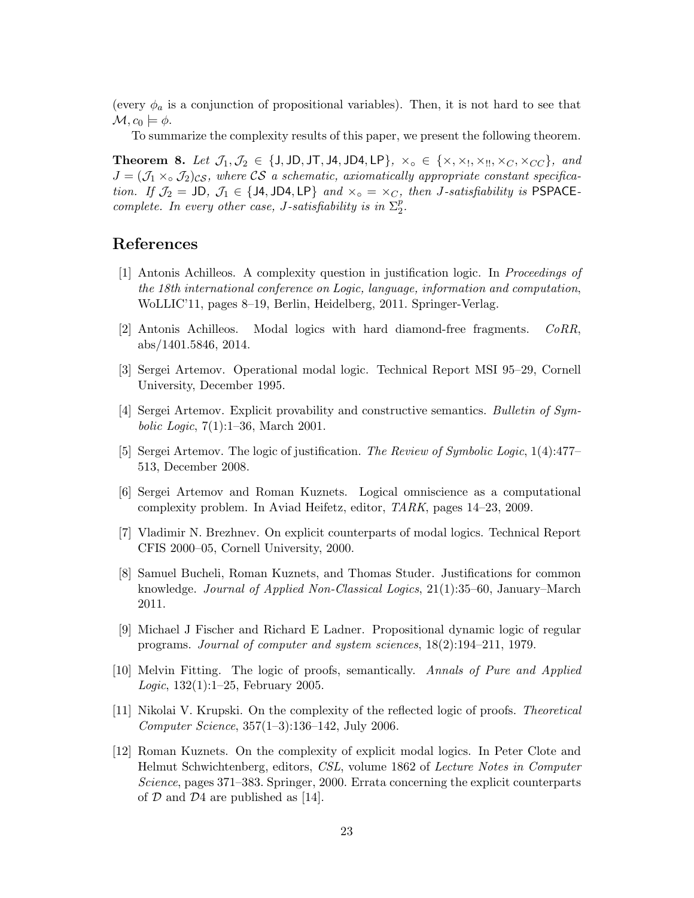(every $\phi_a$ is a conjunction of propositional variables). Then, it is not hard to see that $\mathcal{M}, c_0 \models \phi$.

To summarize the complexity results of this paper, we present the following theorem.

**Theorem 8.** *Let* $\mathcal{J}_1, \mathcal{J}_2 \in \{\mathsf{J}, \mathsf{JD}, \mathsf{JT}, \mathsf{J4}, \mathsf{JD4}, \mathsf{LP}\}$*,* $\times_\circ \in \{\times, \times_!, \times_{!!}, \times_C, \times_{CC}\}$*, and* $J = (\mathcal{J}_1 \times_\circ \mathcal{J}_2)_{\mathcal{CS}}$*, where* $\mathcal{CS}$ *a schematic, axiomatically appropriate constant specification. If* $\mathcal{J}_2 = \mathsf{JD}$*,* $\mathcal{J}_1 \in \{\mathsf{J4}, \mathsf{JD4}, \mathsf{LP}\}$ *and* $\times_\circ = \times_C$*, then* $J$*-satisfiability is* $\mathsf{PSPACE}$*-complete. In every other case,* $J$*-satisfiability is in* $\Sigma_2^p$*.*

## References

[1] Antonis Achilleos. A complexity question in justification logic. In *Proceedings of the 18th international conference on Logic, language, information and computation*, WoLLIC'11, pages 8–19, Berlin, Heidelberg, 2011. Springer-Verlag.

[2] Antonis Achilleos. Modal logics with hard diamond-free fragments. *CoRR*, abs/1401.5846, 2014.

[3] Sergei Artemov. Operational modal logic. Technical Report MSI 95–29, Cornell University, December 1995.

[4] Sergei Artemov. Explicit provability and constructive semantics. *Bulletin of Symbolic Logic*, 7(1):1–36, March 2001.

[5] Sergei Artemov. The logic of justification. *The Review of Symbolic Logic*, 1(4):477–513, December 2008.

[6] Sergei Artemov and Roman Kuznets. Logical omniscience as a computational complexity problem. In Aviad Heifetz, editor, *TARK*, pages 14–23, 2009.

[7] Vladimir N. Brezhnev. On explicit counterparts of modal logics. Technical Report CFIS 2000–05, Cornell University, 2000.

[8] Samuel Bucheli, Roman Kuznets, and Thomas Studer. Justifications for common knowledge. *Journal of Applied Non-Classical Logics*, 21(1):35–60, January–March 2011.

[9] Michael J Fischer and Richard E Ladner. Propositional dynamic logic of regular programs. *Journal of computer and system sciences*, 18(2):194–211, 1979.

[10] Melvin Fitting. The logic of proofs, semantically. *Annals of Pure and Applied Logic*, 132(1):1–25, February 2005.

[11] Nikolai V. Krupski. On the complexity of the reflected logic of proofs. *Theoretical Computer Science*, 357(1–3):136–142, July 2006.

[12] Roman Kuznets. On the complexity of explicit modal logics. In Peter Clote and Helmut Schwichtenberg, editors, *CSL*, volume 1862 of *Lecture Notes in Computer Science*, pages 371–383. Springer, 2000. Errata concerning the explicit counterparts of $\mathcal{D}$ and $\mathcal{D}4$ are published as [14].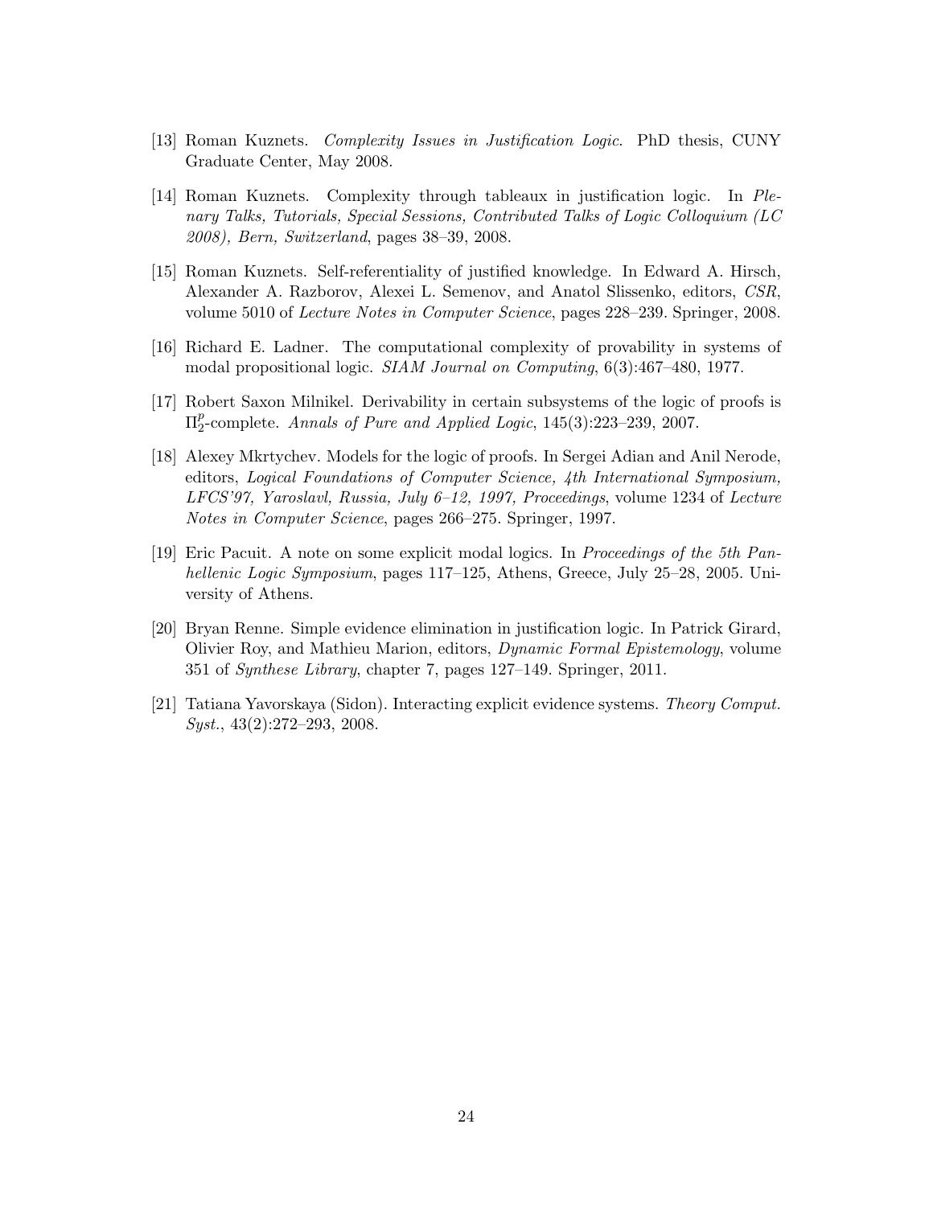[13] Roman Kuznets. *Complexity Issues in Justification Logic*. PhD thesis, CUNY Graduate Center, May 2008.

[14] Roman Kuznets. Complexity through tableaux in justification logic. In *Plenary Talks, Tutorials, Special Sessions, Contributed Talks of Logic Colloquium (LC 2008), Bern, Switzerland*, pages 38–39, 2008.

[15] Roman Kuznets. Self-referentiality of justified knowledge. In Edward A. Hirsch, Alexander A. Razborov, Alexei L. Semenov, and Anatol Slissenko, editors, *CSR*, volume 5010 of *Lecture Notes in Computer Science*, pages 228–239. Springer, 2008.

[16] Richard E. Ladner. The computational complexity of provability in systems of modal propositional logic. *SIAM Journal on Computing*, 6(3):467–480, 1977.

[17] Robert Saxon Milnikel. Derivability in certain subsystems of the logic of proofs is $\Pi_2^p$-complete. *Annals of Pure and Applied Logic*, 145(3):223–239, 2007.

[18] Alexey Mkrtychev. Models for the logic of proofs. In Sergei Adian and Anil Nerode, editors, *Logical Foundations of Computer Science, 4th International Symposium, LFCS'97, Yaroslavl, Russia, July 6–12, 1997, Proceedings*, volume 1234 of *Lecture Notes in Computer Science*, pages 266–275. Springer, 1997.

[19] Eric Pacuit. A note on some explicit modal logics. In *Proceedings of the 5th Panhellenic Logic Symposium*, pages 117–125, Athens, Greece, July 25–28, 2005. University of Athens.

[20] Bryan Renne. Simple evidence elimination in justification logic. In Patrick Girard, Olivier Roy, and Mathieu Marion, editors, *Dynamic Formal Epistemology*, volume 351 of *Synthese Library*, chapter 7, pages 127–149. Springer, 2011.

[21] Tatiana Yavorskaya (Sidon). Interacting explicit evidence systems. *Theory Comput. Syst.*, 43(2):272–293, 2008.